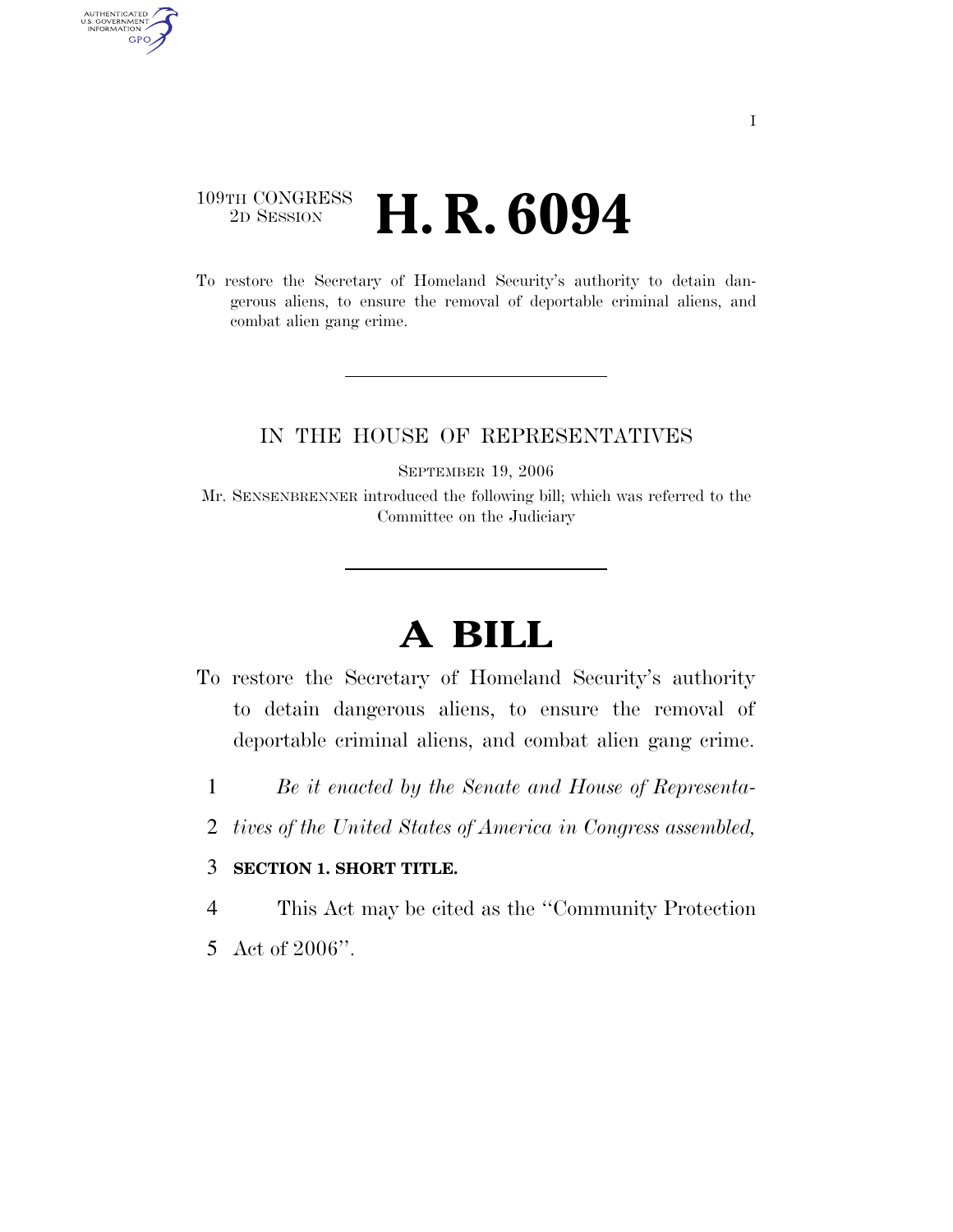109TH CONGRESS
2D SESSION

# H. R. 6094

To restore the Secretary of Homeland Security's authority to detain dangerous aliens, to ensure the removal of deportable criminal aliens, and combat alien gang crime.

IN THE HOUSE OF REPRESENTATIVES

SEPTEMBER 19, 2006

Mr. SENSENBRENNER introduced the following bill; which was referred to the Committee on the Judiciary

# A BILL

To restore the Secretary of Homeland Security's authority to detain dangerous aliens, to ensure the removal of deportable criminal aliens, and combat alien gang crime.

1 *Be it enacted by the Senate and House of Representa-*
2 *tives of the United States of America in Congress assembled,*

3 **SECTION 1. SHORT TITLE.**

4 This Act may be cited as the "Community Protection
5 Act of 2006".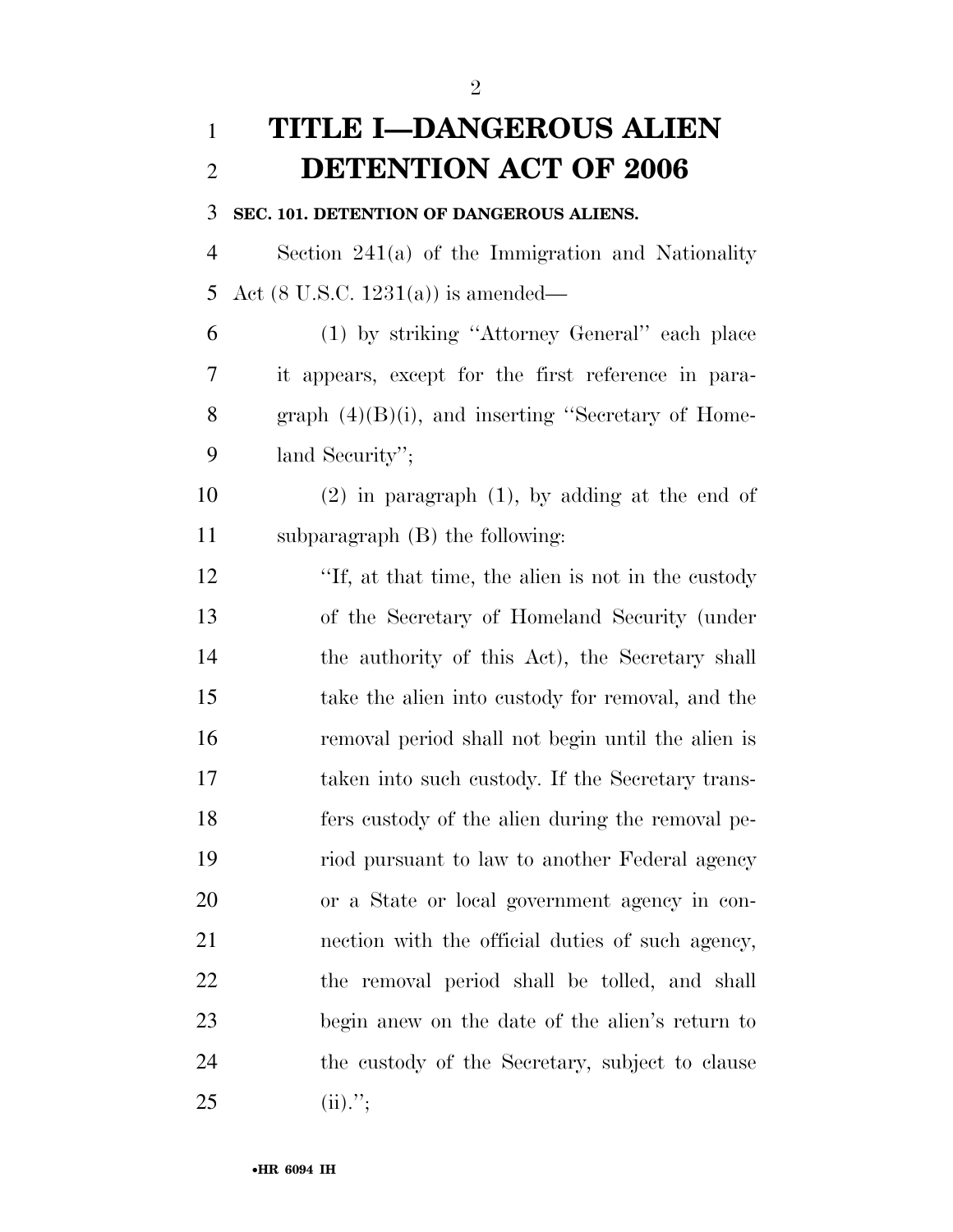# TITLE I—DANGEROUS ALIEN DETENTION ACT OF 2006

**SEC. 101. DETENTION OF DANGEROUS ALIENS.**

Section 241(a) of the Immigration and Nationality Act (8 U.S.C. 1231(a)) is amended—

(1) by striking "Attorney General" each place it appears, except for the first reference in paragraph (4)(B)(i), and inserting "Secretary of Homeland Security";

(2) in paragraph (1), by adding at the end of subparagraph (B) the following:

"If, at that time, the alien is not in the custody of the Secretary of Homeland Security (under the authority of this Act), the Secretary shall take the alien into custody for removal, and the removal period shall not begin until the alien is taken into such custody. If the Secretary transfers custody of the alien during the removal period pursuant to law to another Federal agency or a State or local government agency in connection with the official duties of such agency, the removal period shall be tolled, and shall begin anew on the date of the alien's return to the custody of the Secretary, subject to clause (ii).";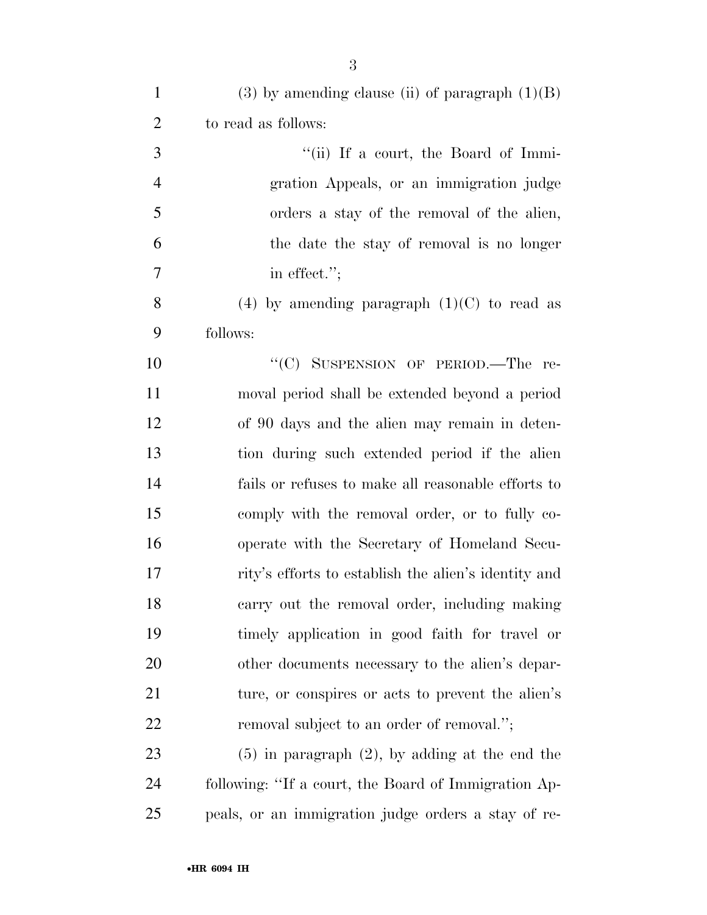(3) by amending clause (ii) of paragraph (1)(B) to read as follows:

"(ii) If a court, the Board of Immigration Appeals, or an immigration judge orders a stay of the removal of the alien, the date the stay of removal is no longer in effect.";

(4) by amending paragraph (1)(C) to read as follows:

"(C) SUSPENSION OF PERIOD.—The removal period shall be extended beyond a period of 90 days and the alien may remain in detention during such extended period if the alien fails or refuses to make all reasonable efforts to comply with the removal order, or to fully cooperate with the Secretary of Homeland Security's efforts to establish the alien's identity and carry out the removal order, including making timely application in good faith for travel or other documents necessary to the alien's departure, or conspires or acts to prevent the alien's removal subject to an order of removal.";

(5) in paragraph (2), by adding at the end the following: "If a court, the Board of Immigration Appeals, or an immigration judge orders a stay of re-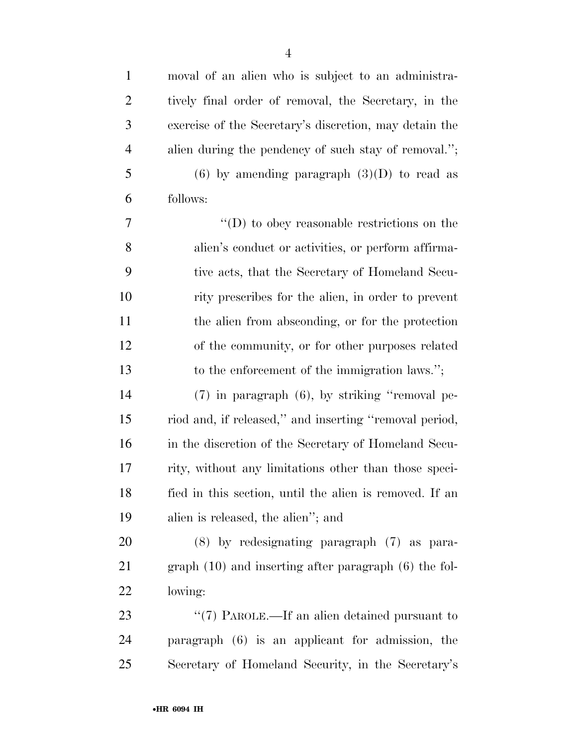moval of an alien who is subject to an administratively final order of removal, the Secretary, in the exercise of the Secretary's discretion, may detain the alien during the pendency of such stay of removal.'';

(6) by amending paragraph (3)(D) to read as follows:

''(D) to obey reasonable restrictions on the alien's conduct or activities, or perform affirmative acts, that the Secretary of Homeland Security prescribes for the alien, in order to prevent the alien from absconding, or for the protection of the community, or for other purposes related to the enforcement of the immigration laws.'';

(7) in paragraph (6), by striking ''removal period and, if released,'' and inserting ''removal period, in the discretion of the Secretary of Homeland Security, without any limitations other than those specified in this section, until the alien is removed. If an alien is released, the alien''; and

(8) by redesignating paragraph (7) as paragraph (10) and inserting after paragraph (6) the following:

''(7) PAROLE.—If an alien detained pursuant to paragraph (6) is an applicant for admission, the Secretary of Homeland Security, in the Secretary's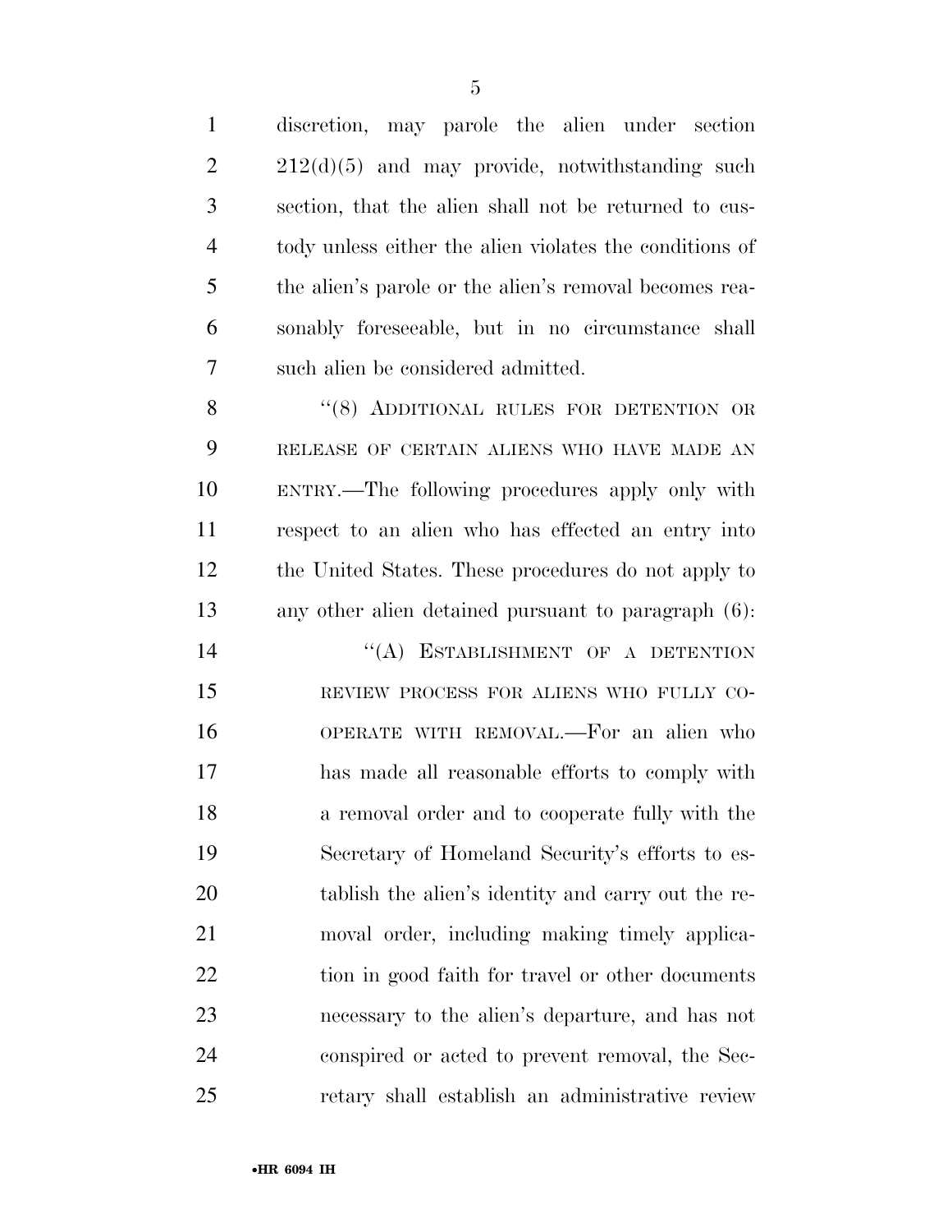discretion, may parole the alien under section 212(d)(5) and may provide, notwithstanding such section, that the alien shall not be returned to custody unless either the alien violates the conditions of the alien's parole or the alien's removal becomes reasonably foreseeable, but in no circumstance shall such alien be considered admitted.

"(8) ADDITIONAL RULES FOR DETENTION OR RELEASE OF CERTAIN ALIENS WHO HAVE MADE AN ENTRY.—The following procedures apply only with respect to an alien who has effected an entry into the United States. These procedures do not apply to any other alien detained pursuant to paragraph (6):

"(A) ESTABLISHMENT OF A DETENTION REVIEW PROCESS FOR ALIENS WHO FULLY COOPERATE WITH REMOVAL.—For an alien who has made all reasonable efforts to comply with a removal order and to cooperate fully with the Secretary of Homeland Security's efforts to establish the alien's identity and carry out the removal order, including making timely application in good faith for travel or other documents necessary to the alien's departure, and has not conspired or acted to prevent removal, the Secretary shall establish an administrative review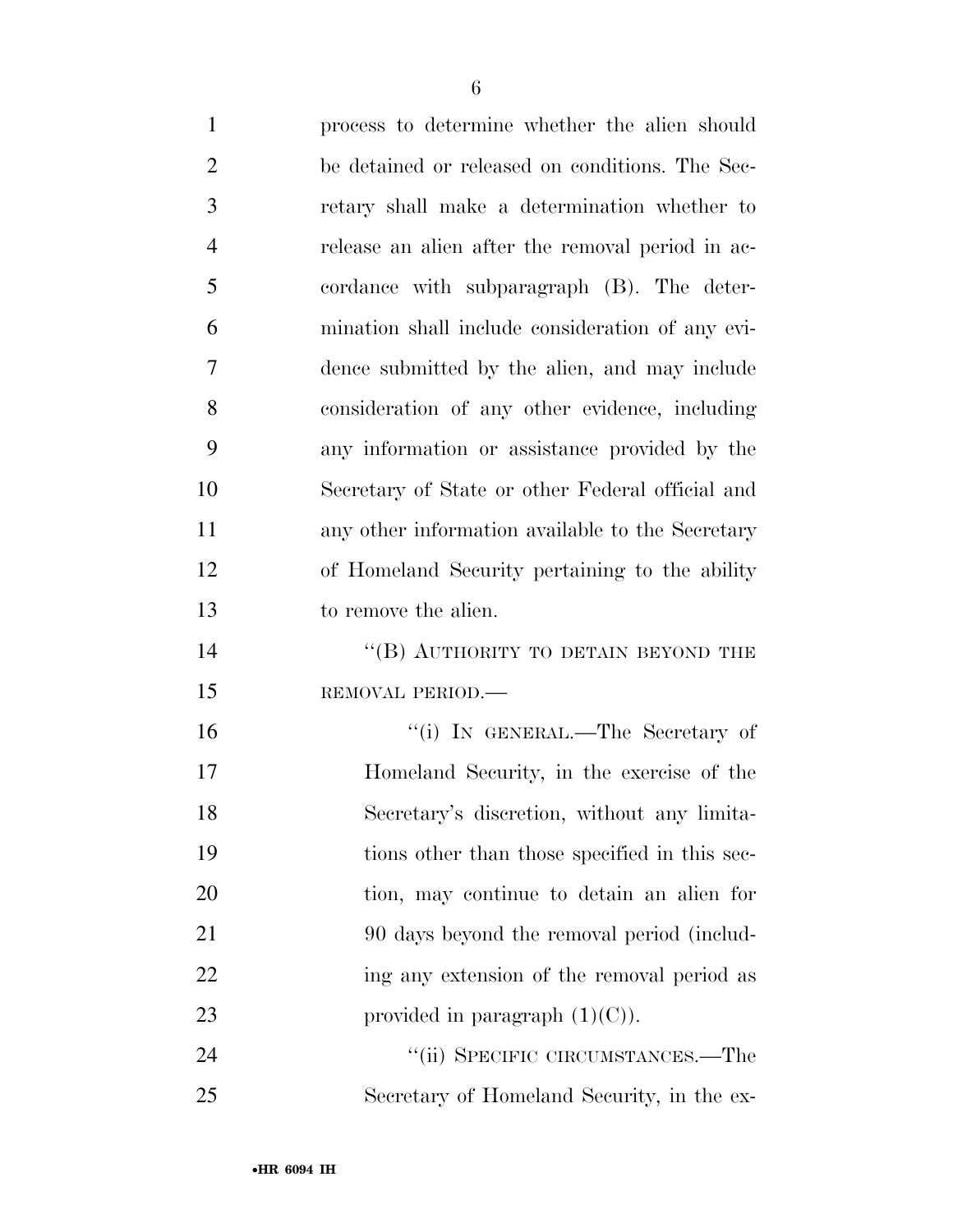process to determine whether the alien should be detained or released on conditions. The Secretary shall make a determination whether to release an alien after the removal period in accordance with subparagraph (B). The determination shall include consideration of any evidence submitted by the alien, and may include consideration of any other evidence, including any information or assistance provided by the Secretary of State or other Federal official and any other information available to the Secretary of Homeland Security pertaining to the ability to remove the alien.

"(B) AUTHORITY TO DETAIN BEYOND THE REMOVAL PERIOD.—

"(i) IN GENERAL.—The Secretary of Homeland Security, in the exercise of the Secretary's discretion, without any limitations other than those specified in this section, may continue to detain an alien for 90 days beyond the removal period (including any extension of the removal period as provided in paragraph (1)(C)).

"(ii) SPECIFIC CIRCUMSTANCES.—The Secretary of Homeland Security, in the ex-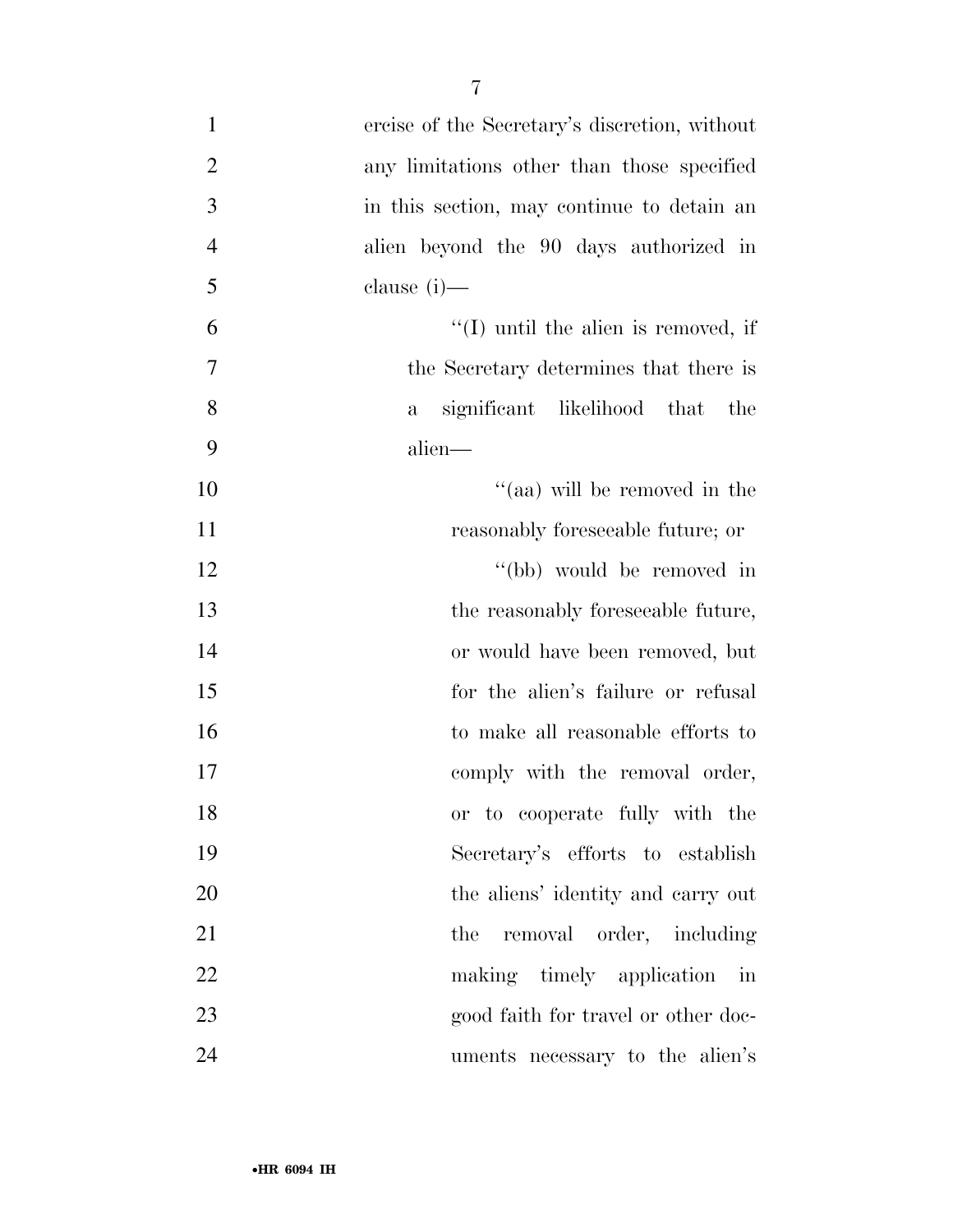ercise of the Secretary's discretion, without any limitations other than those specified in this section, may continue to detain an alien beyond the 90 days authorized in clause (i)—

''(I) until the alien is removed, if the Secretary determines that there is a significant likelihood that the alien—

''(aa) will be removed in the reasonably foreseeable future; or

''(bb) would be removed in the reasonably foreseeable future, or would have been removed, but for the alien's failure or refusal to make all reasonable efforts to comply with the removal order, or to cooperate fully with the Secretary's efforts to establish the aliens' identity and carry out the removal order, including making timely application in good faith for travel or other documents necessary to the alien's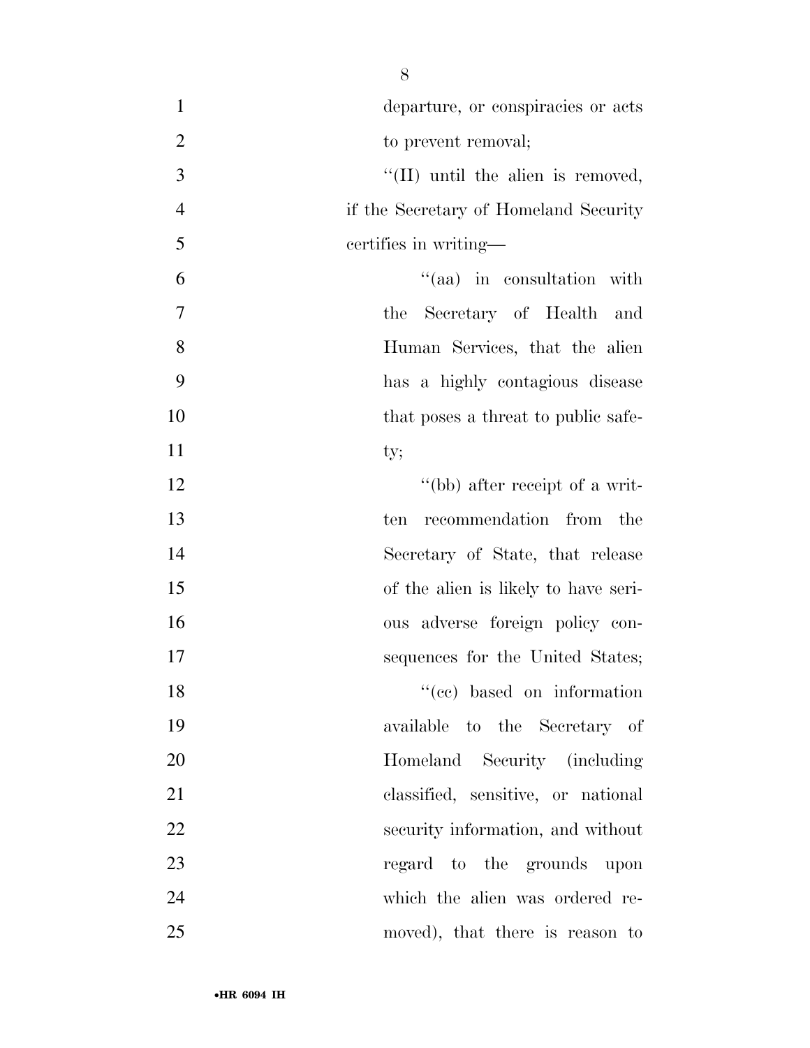departure, or conspiracies or acts to prevent removal;

''(II) until the alien is removed, if the Secretary of Homeland Security certifies in writing—

''(aa) in consultation with the Secretary of Health and Human Services, that the alien has a highly contagious disease that poses a threat to public safety;

''(bb) after receipt of a written recommendation from the Secretary of State, that release of the alien is likely to have serious adverse foreign policy consequences for the United States;

''(cc) based on information available to the Secretary of Homeland Security (including classified, sensitive, or national security information, and without regard to the grounds upon which the alien was ordered removed), that there is reason to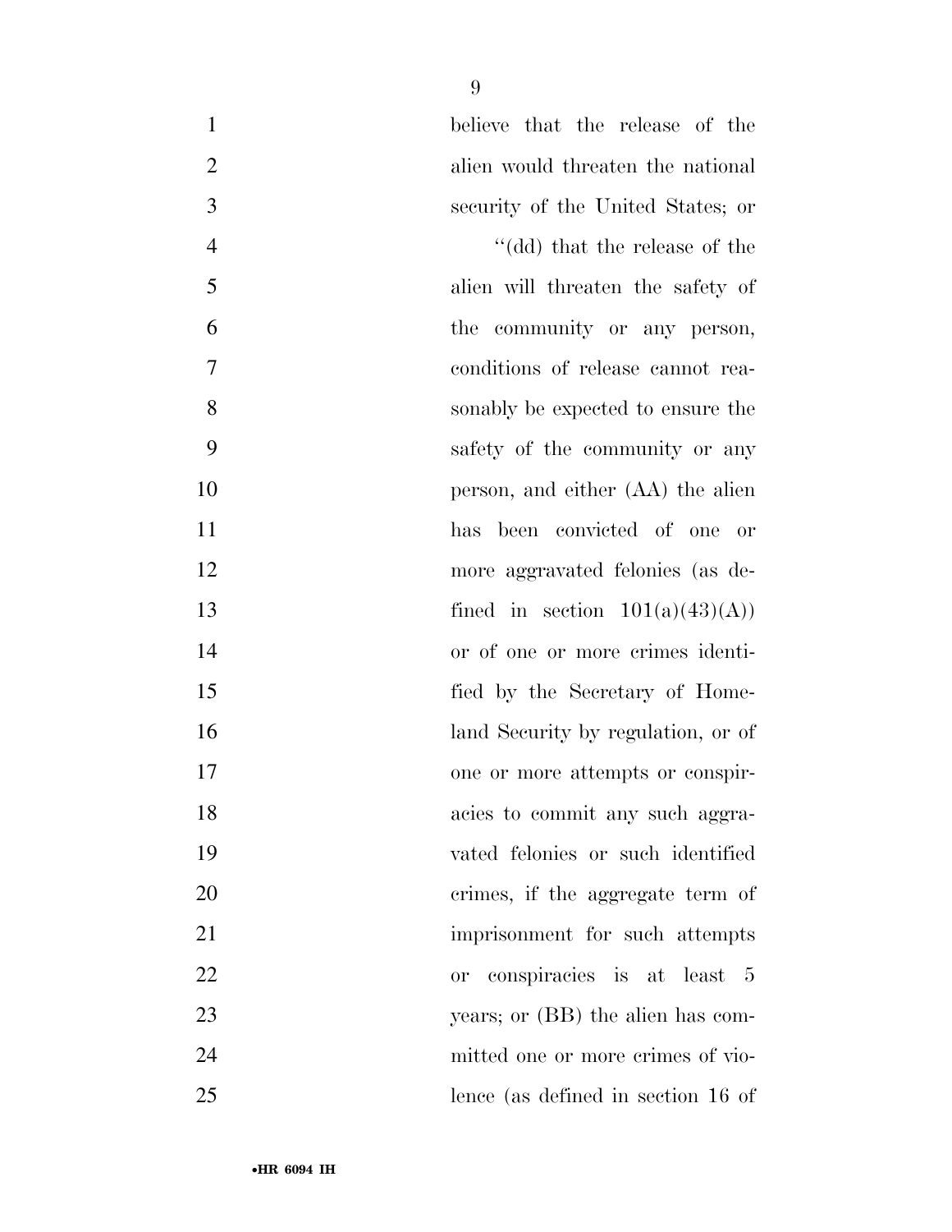believe that the release of the alien would threaten the national security of the United States; or

''(dd) that the release of the alien will threaten the safety of the community or any person, conditions of release cannot reasonably be expected to ensure the safety of the community or any person, and either (AA) the alien has been convicted of one or more aggravated felonies (as defined in section 101(a)(43)(A)) or of one or more crimes identified by the Secretary of Homeland Security by regulation, or of one or more attempts or conspiracies to commit any such aggravated felonies or such identified crimes, if the aggregate term of imprisonment for such attempts or conspiracies is at least 5 years; or (BB) the alien has committed one or more crimes of violence (as defined in section 16 of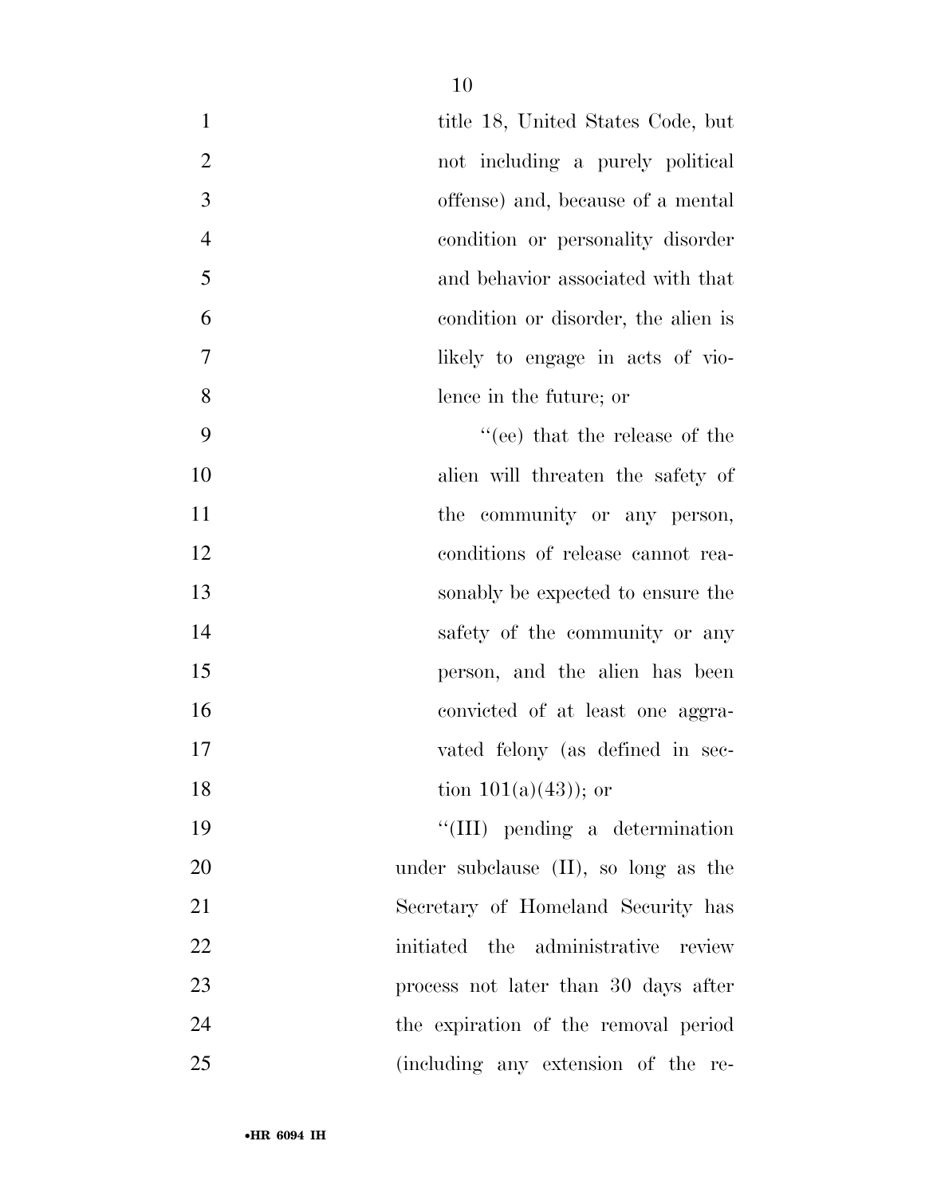title 18, United States Code, but not including a purely political offense) and, because of a mental condition or personality disorder and behavior associated with that condition or disorder, the alien is likely to engage in acts of violence in the future; or

"(ee) that the release of the alien will threaten the safety of the community or any person, conditions of release cannot reasonably be expected to ensure the safety of the community or any person, and the alien has been convicted of at least one aggravated felony (as defined in section 101(a)(43)); or

"(III) pending a determination under subclause (II), so long as the Secretary of Homeland Security has initiated the administrative review process not later than 30 days after the expiration of the removal period (including any extension of the re-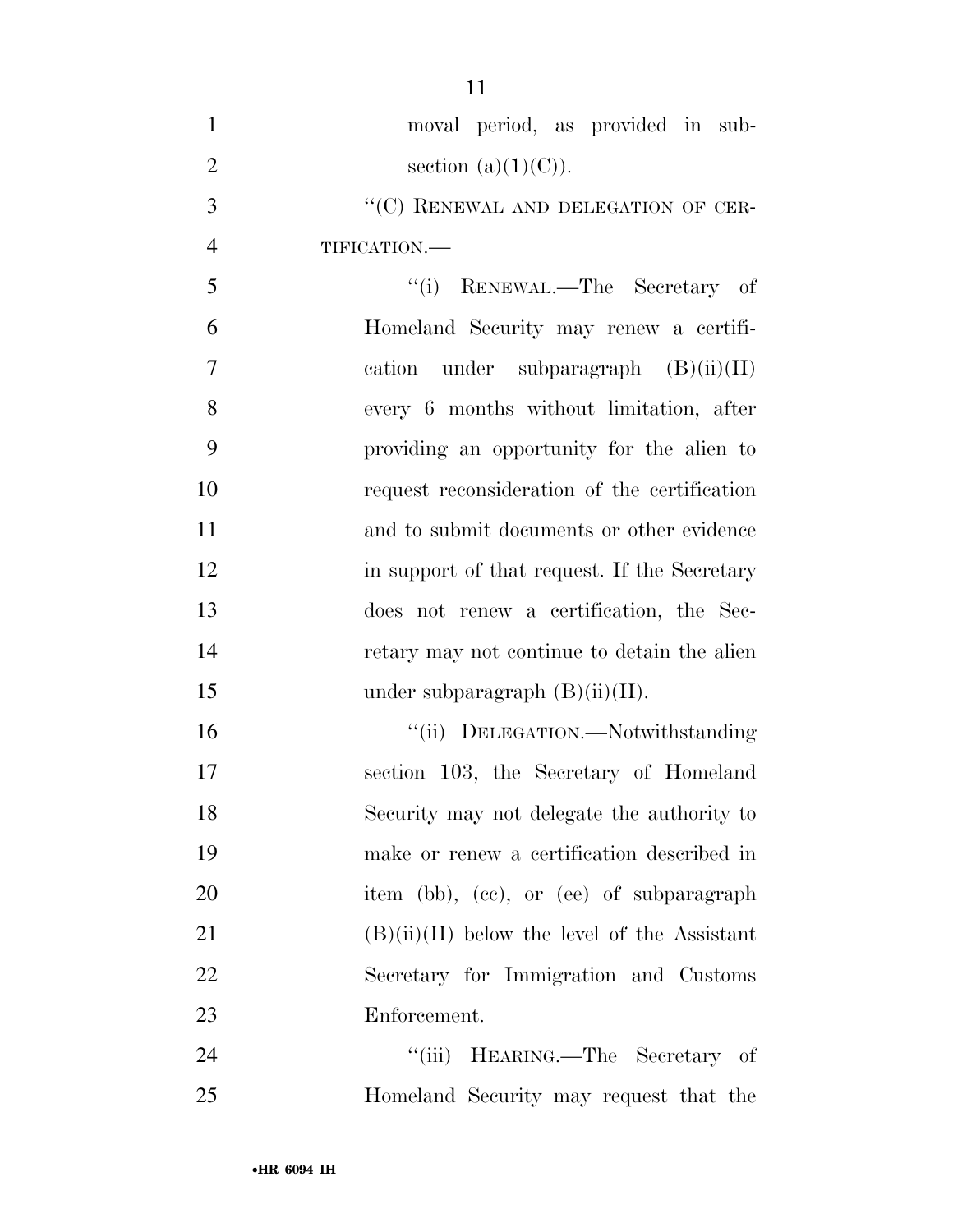moval period, as provided in subsection (a)(1)(C)).

"(C) RENEWAL AND DELEGATION OF CERTIFICATION.—

"(i) RENEWAL.—The Secretary of Homeland Security may renew a certification under subparagraph (B)(ii)(II) every 6 months without limitation, after providing an opportunity for the alien to request reconsideration of the certification and to submit documents or other evidence in support of that request. If the Secretary does not renew a certification, the Secretary may not continue to detain the alien under subparagraph (B)(ii)(II).

"(ii) DELEGATION.—Notwithstanding section 103, the Secretary of Homeland Security may not delegate the authority to make or renew a certification described in item (bb), (cc), or (ee) of subparagraph (B)(ii)(II) below the level of the Assistant Secretary for Immigration and Customs Enforcement.

"(iii) HEARING.—The Secretary of Homeland Security may request that the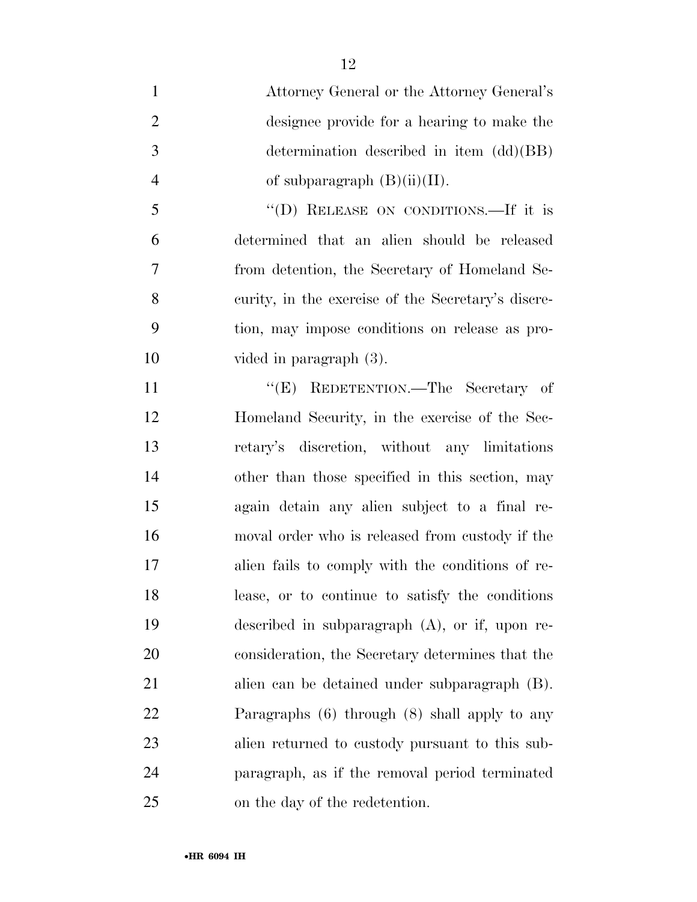Attorney General or the Attorney General's designee provide for a hearing to make the determination described in item (dd)(BB) of subparagraph (B)(ii)(II).

"(D) RELEASE ON CONDITIONS.—If it is determined that an alien should be released from detention, the Secretary of Homeland Security, in the exercise of the Secretary's discretion, may impose conditions on release as provided in paragraph (3).

"(E) REDETENTION.—The Secretary of Homeland Security, in the exercise of the Secretary's discretion, without any limitations other than those specified in this section, may again detain any alien subject to a final removal order who is released from custody if the alien fails to comply with the conditions of release, or to continue to satisfy the conditions described in subparagraph (A), or if, upon reconsideration, the Secretary determines that the alien can be detained under subparagraph (B). Paragraphs (6) through (8) shall apply to any alien returned to custody pursuant to this subparagraph, as if the removal period terminated on the day of the redetention.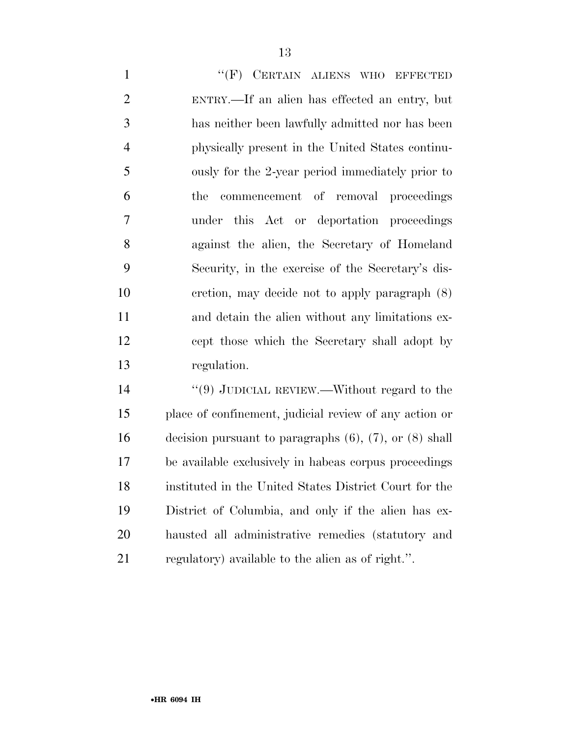"(F) CERTAIN ALIENS WHO EFFECTED ENTRY.—If an alien has effected an entry, but has neither been lawfully admitted nor has been physically present in the United States continuously for the 2-year period immediately prior to the commencement of removal proceedings under this Act or deportation proceedings against the alien, the Secretary of Homeland Security, in the exercise of the Secretary's discretion, may decide not to apply paragraph (8) and detain the alien without any limitations except those which the Secretary shall adopt by regulation.

"(9) JUDICIAL REVIEW.—Without regard to the place of confinement, judicial review of any action or decision pursuant to paragraphs (6), (7), or (8) shall be available exclusively in habeas corpus proceedings instituted in the United States District Court for the District of Columbia, and only if the alien has exhausted all administrative remedies (statutory and regulatory) available to the alien as of right.".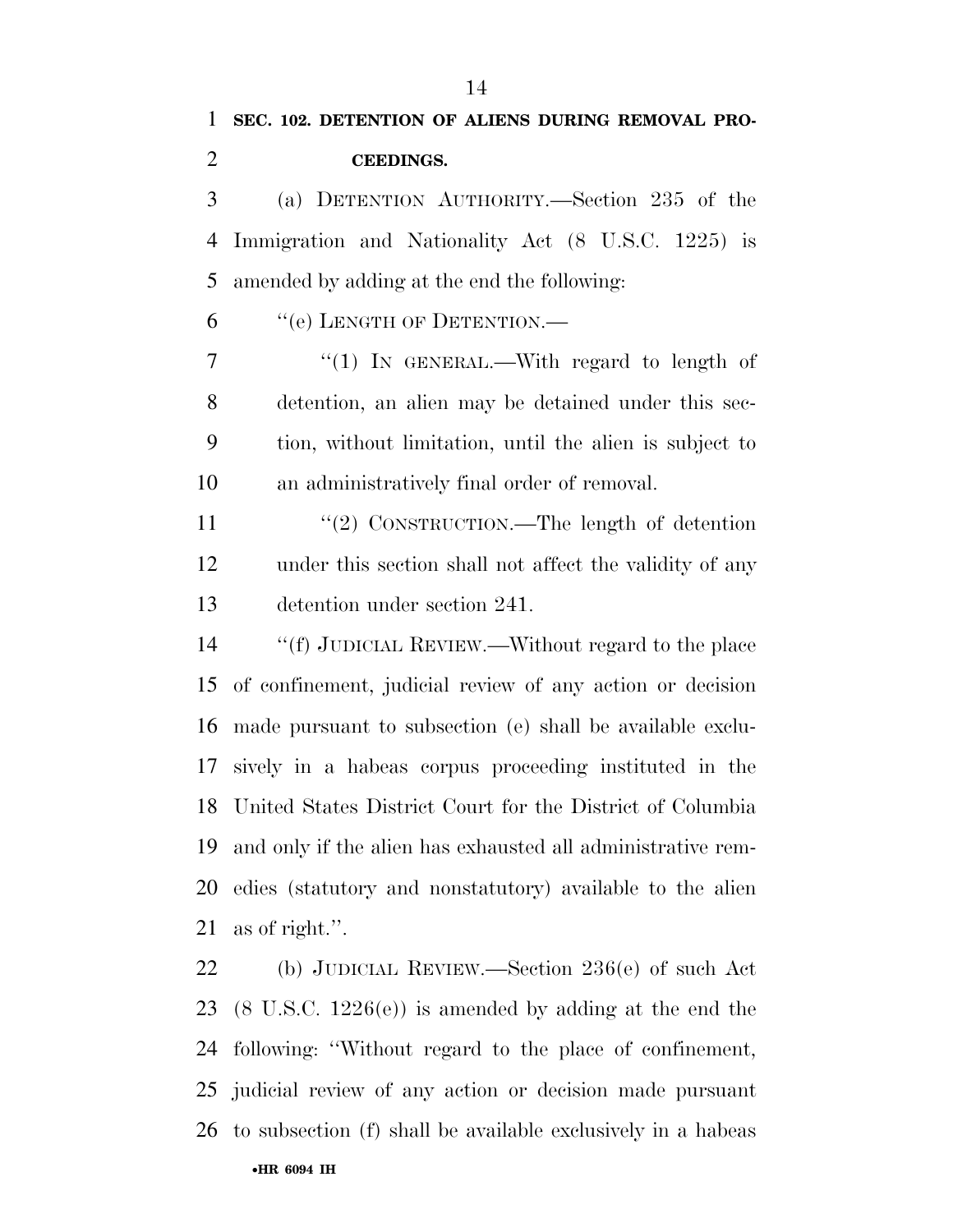**SEC. 102. DETENTION OF ALIENS DURING REMOVAL PROCEEDINGS.**

(a) DETENTION AUTHORITY.—Section 235 of the Immigration and Nationality Act (8 U.S.C. 1225) is amended by adding at the end the following:

"(e) LENGTH OF DETENTION.—

"(1) IN GENERAL.—With regard to length of detention, an alien may be detained under this section, without limitation, until the alien is subject to an administratively final order of removal.

"(2) CONSTRUCTION.—The length of detention under this section shall not affect the validity of any detention under section 241.

"(f) JUDICIAL REVIEW.—Without regard to the place of confinement, judicial review of any action or decision made pursuant to subsection (e) shall be available exclusively in a habeas corpus proceeding instituted in the United States District Court for the District of Columbia and only if the alien has exhausted all administrative remedies (statutory and nonstatutory) available to the alien as of right.".

(b) JUDICIAL REVIEW.—Section 236(e) of such Act (8 U.S.C. 1226(e)) is amended by adding at the end the following: "Without regard to the place of confinement, judicial review of any action or decision made pursuant to subsection (f) shall be available exclusively in a habeas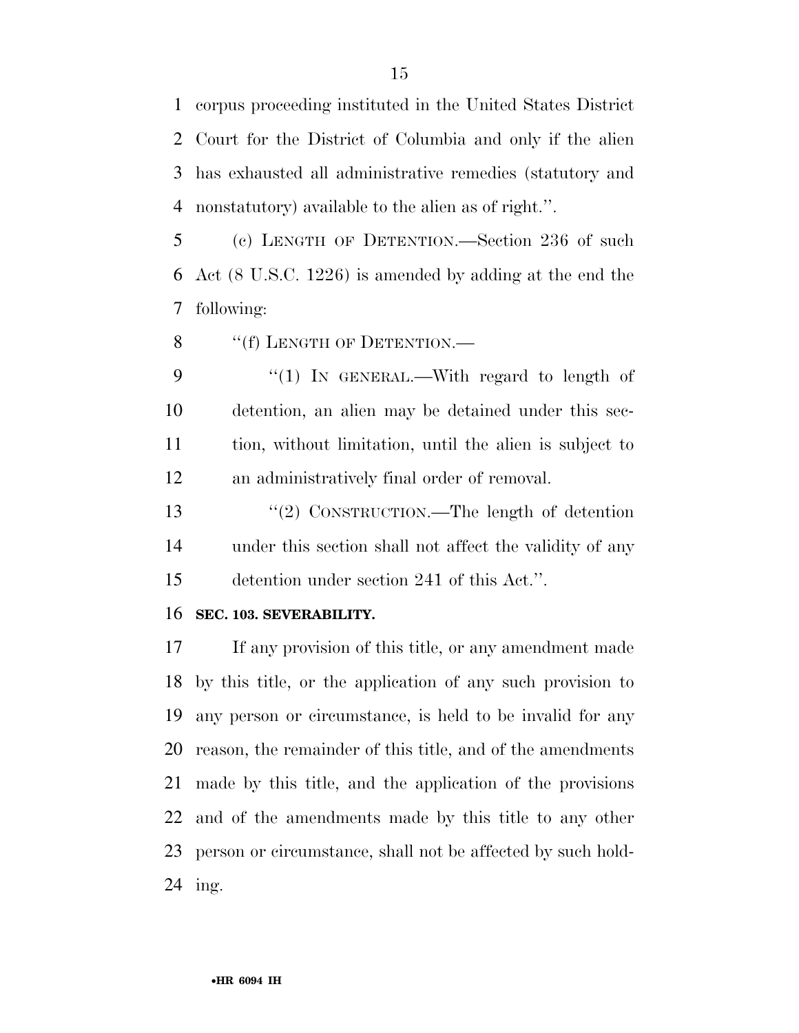corpus proceeding instituted in the United States District Court for the District of Columbia and only if the alien has exhausted all administrative remedies (statutory and nonstatutory) available to the alien as of right.''.

(c) LENGTH OF DETENTION.—Section 236 of such Act (8 U.S.C. 1226) is amended by adding at the end the following:

''(f) LENGTH OF DETENTION.—

''(1) IN GENERAL.—With regard to length of detention, an alien may be detained under this section, without limitation, until the alien is subject to an administratively final order of removal.

''(2) CONSTRUCTION.—The length of detention under this section shall not affect the validity of any detention under section 241 of this Act.''.

**SEC. 103. SEVERABILITY.**

If any provision of this title, or any amendment made by this title, or the application of any such provision to any person or circumstance, is held to be invalid for any reason, the remainder of this title, and of the amendments made by this title, and the application of the provisions and of the amendments made by this title to any other person or circumstance, shall not be affected by such holding.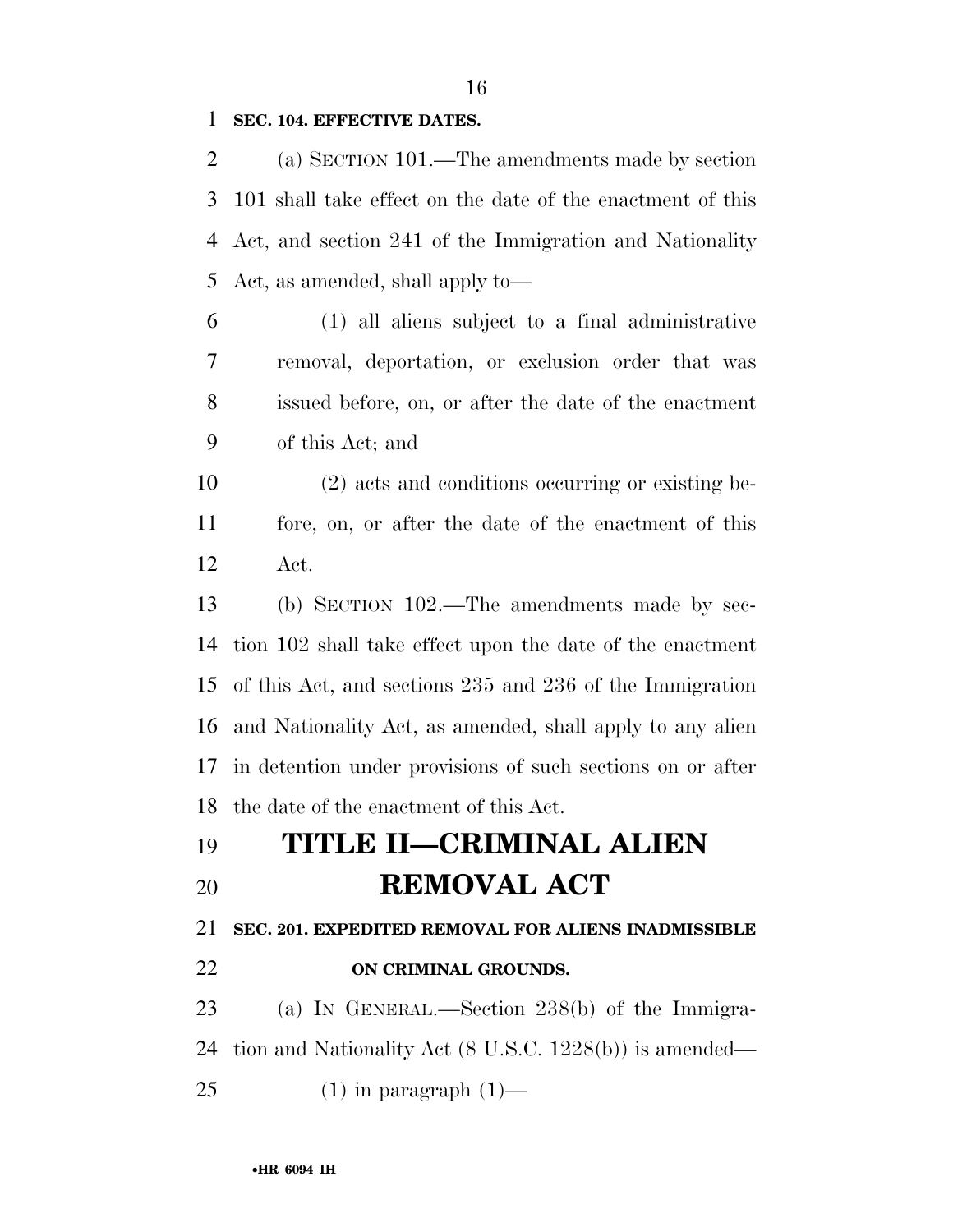**SEC. 104. EFFECTIVE DATES.**

(a) SECTION 101.—The amendments made by section 101 shall take effect on the date of the enactment of this Act, and section 241 of the Immigration and Nationality Act, as amended, shall apply to—

(1) all aliens subject to a final administrative removal, deportation, or exclusion order that was issued before, on, or after the date of the enactment of this Act; and

(2) acts and conditions occurring or existing before, on, or after the date of the enactment of this Act.

(b) SECTION 102.—The amendments made by section 102 shall take effect upon the date of the enactment of this Act, and sections 235 and 236 of the Immigration and Nationality Act, as amended, shall apply to any alien in detention under provisions of such sections on or after the date of the enactment of this Act.

# TITLE II—CRIMINAL ALIEN REMOVAL ACT

**SEC. 201. EXPEDITED REMOVAL FOR ALIENS INADMISSIBLE ON CRIMINAL GROUNDS.**

(a) IN GENERAL.—Section 238(b) of the Immigration and Nationality Act (8 U.S.C. 1228(b)) is amended—

(1) in paragraph (1)—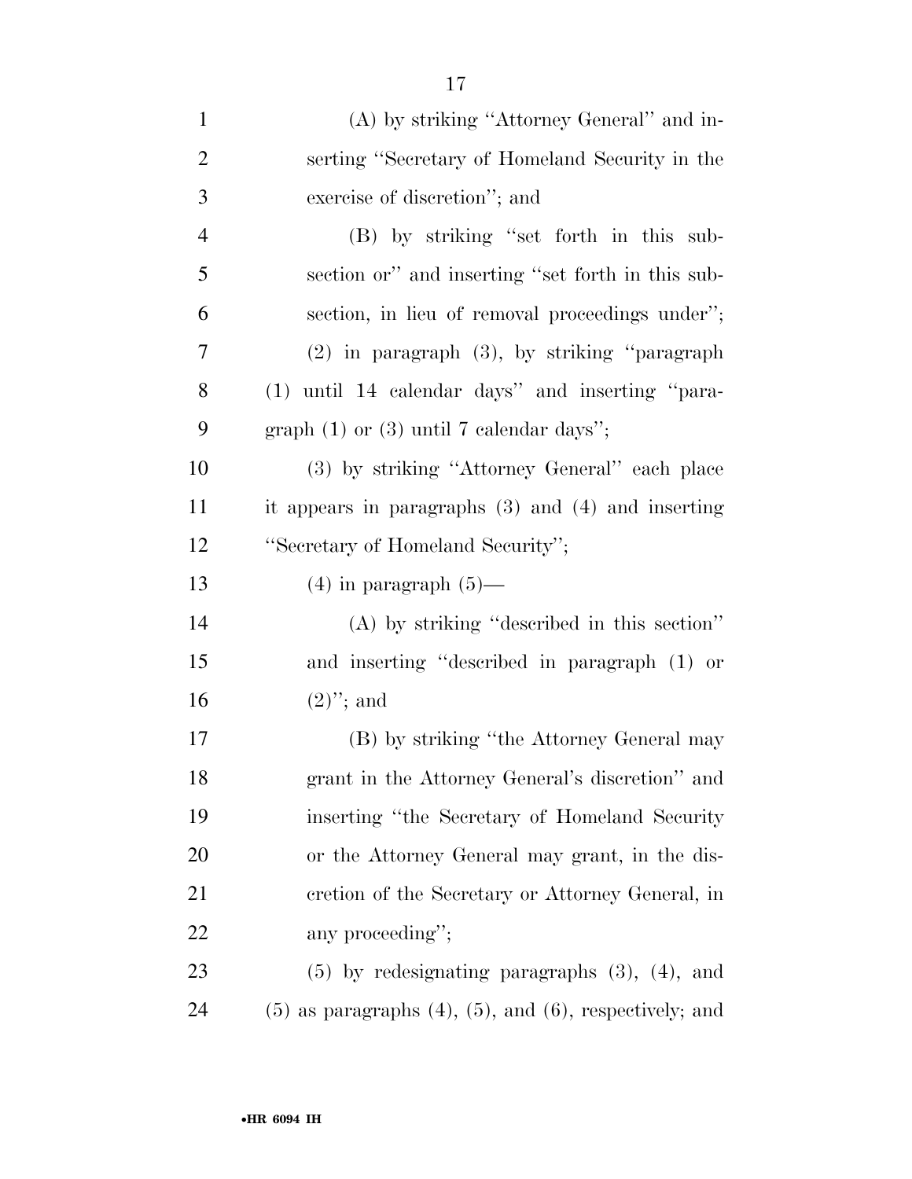(A) by striking "Attorney General" and inserting "Secretary of Homeland Security in the exercise of discretion"; and

(B) by striking "set forth in this subsection or" and inserting "set forth in this subsection, in lieu of removal proceedings under";

(2) in paragraph (3), by striking "paragraph (1) until 14 calendar days" and inserting "paragraph (1) or (3) until 7 calendar days";

(3) by striking "Attorney General" each place it appears in paragraphs (3) and (4) and inserting "Secretary of Homeland Security";

(4) in paragraph (5)—

(A) by striking "described in this section" and inserting "described in paragraph (1) or (2)"; and

(B) by striking "the Attorney General may grant in the Attorney General's discretion" and inserting "the Secretary of Homeland Security or the Attorney General may grant, in the discretion of the Secretary or Attorney General, in any proceeding";

(5) by redesignating paragraphs (3), (4), and (5) as paragraphs (4), (5), and (6), respectively; and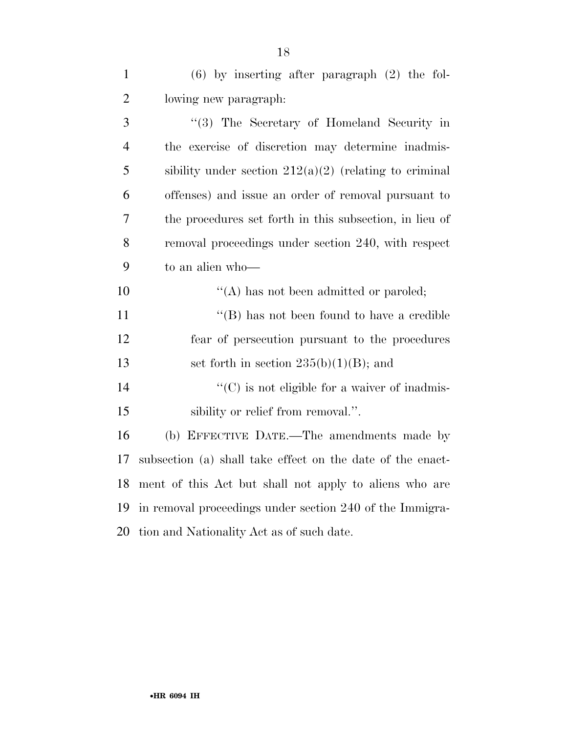(6) by inserting after paragraph (2) the following new paragraph:

"(3) The Secretary of Homeland Security in the exercise of discretion may determine inadmissibility under section 212(a)(2) (relating to criminal offenses) and issue an order of removal pursuant to the procedures set forth in this subsection, in lieu of removal proceedings under section 240, with respect to an alien who—

"(A) has not been admitted or paroled;

"(B) has not been found to have a credible fear of persecution pursuant to the procedures set forth in section 235(b)(1)(B); and

"(C) is not eligible for a waiver of inadmissibility or relief from removal.".

(b) EFFECTIVE DATE.—The amendments made by subsection (a) shall take effect on the date of the enactment of this Act but shall not apply to aliens who are in removal proceedings under section 240 of the Immigration and Nationality Act as of such date.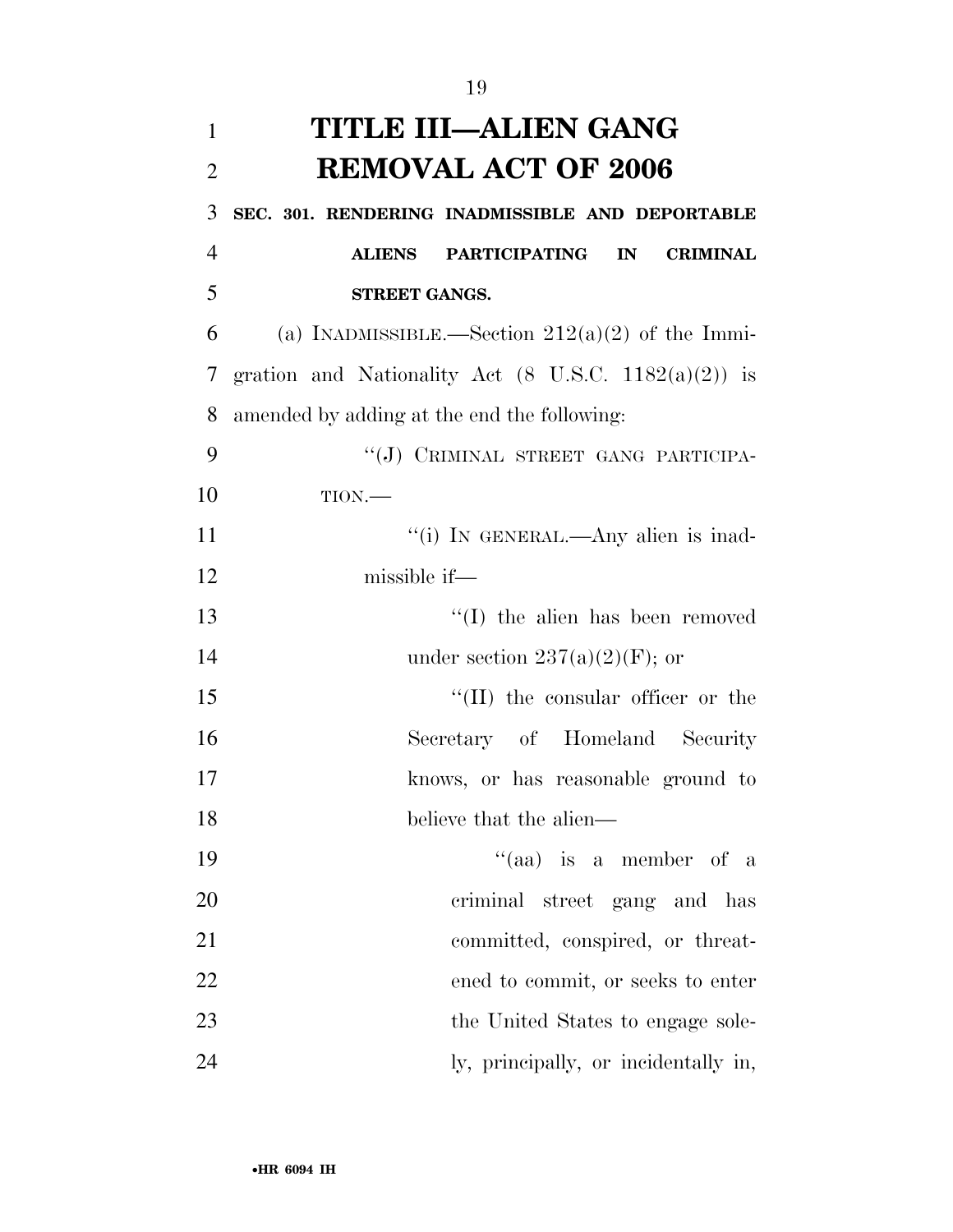# TITLE III—ALIEN GANG REMOVAL ACT OF 2006

**SEC. 301. RENDERING INADMISSIBLE AND DEPORTABLE ALIENS PARTICIPATING IN CRIMINAL STREET GANGS.**

(a) INADMISSIBLE.—Section 212(a)(2) of the Immigration and Nationality Act (8 U.S.C. 1182(a)(2)) is amended by adding at the end the following:

''(J) CRIMINAL STREET GANG PARTICIPATION.—

''(i) IN GENERAL.—Any alien is inadmissible if—

''(I) the alien has been removed under section 237(a)(2)(F); or

''(II) the consular officer or the Secretary of Homeland Security knows, or has reasonable ground to believe that the alien—

''(aa) is a member of a criminal street gang and has committed, conspired, or threatened to commit, or seeks to enter the United States to engage solely, principally, or incidentally in,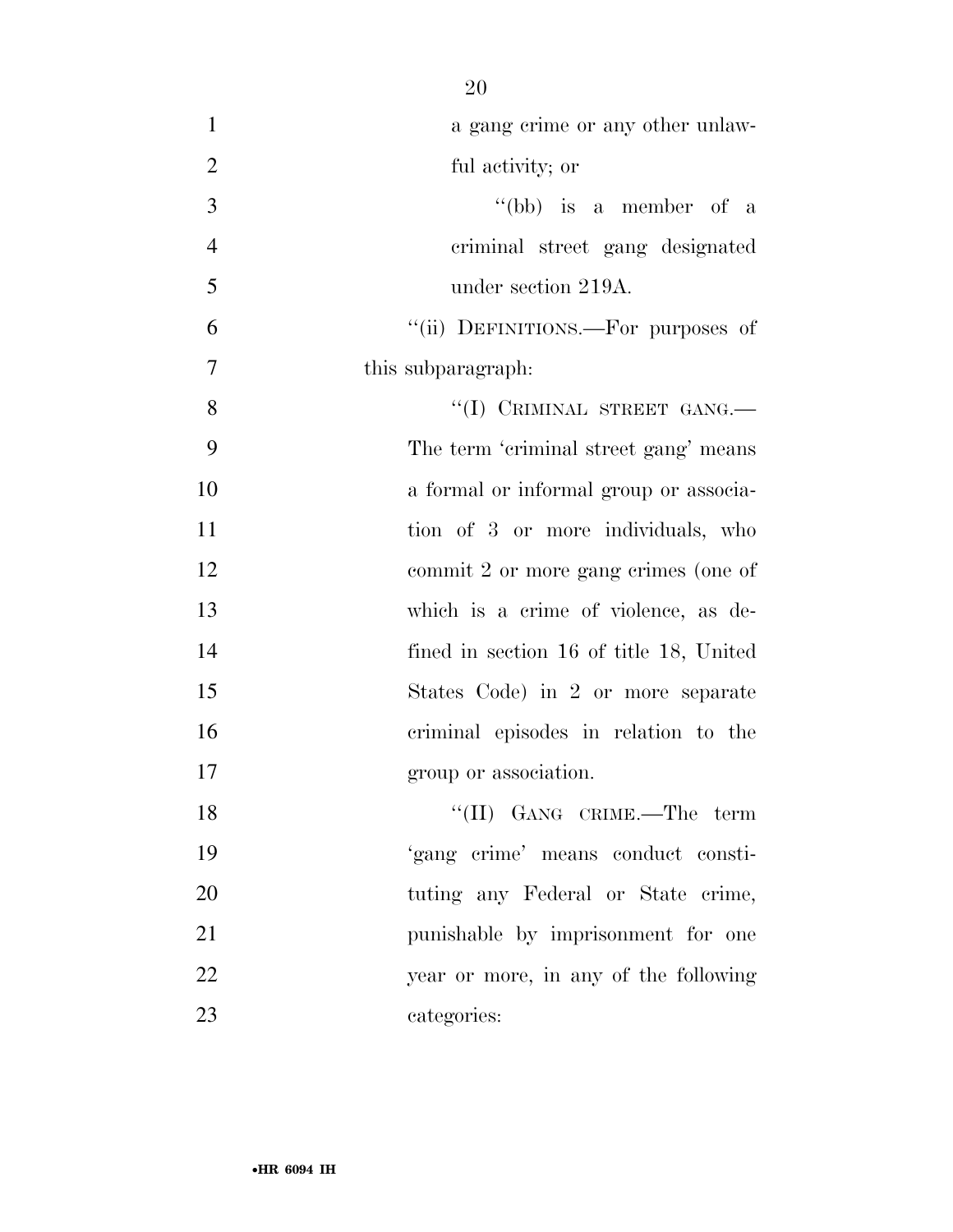a gang crime or any other unlawful activity; or

"(bb) is a member of a criminal street gang designated under section 219A.

"(ii) DEFINITIONS.—For purposes of this subparagraph:

"(I) CRIMINAL STREET GANG.—The term 'criminal street gang' means a formal or informal group or association of 3 or more individuals, who commit 2 or more gang crimes (one of which is a crime of violence, as defined in section 16 of title 18, United States Code) in 2 or more separate criminal episodes in relation to the group or association.

"(II) GANG CRIME.—The term 'gang crime' means conduct constituting any Federal or State crime, punishable by imprisonment for one year or more, in any of the following categories: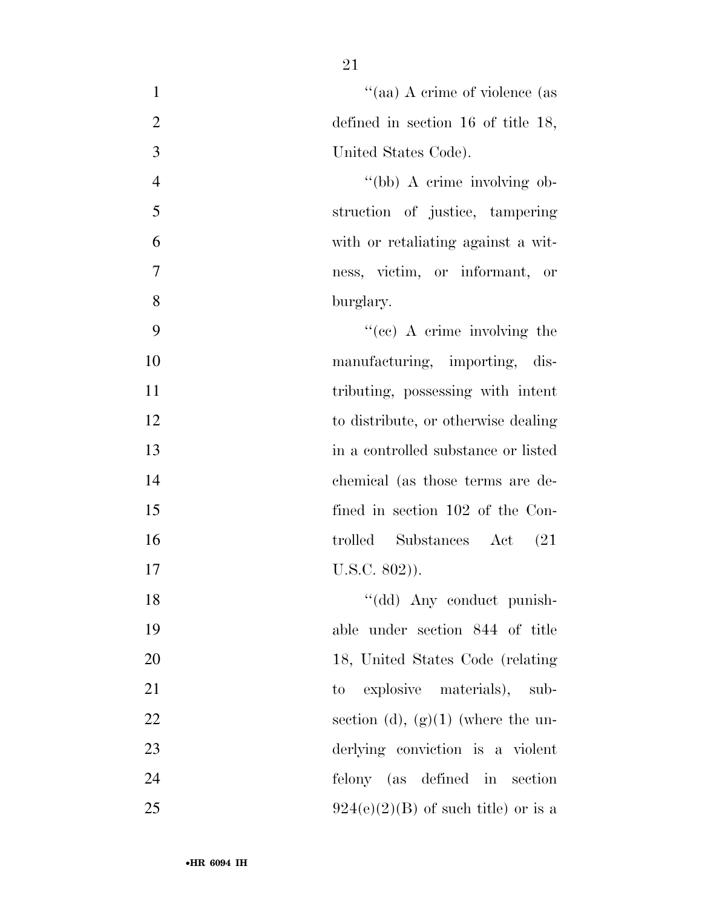''(aa) A crime of violence (as defined in section 16 of title 18, United States Code).

''(bb) A crime involving obstruction of justice, tampering with or retaliating against a witness, victim, or informant, or burglary.

''(cc) A crime involving the manufacturing, importing, distributing, possessing with intent to distribute, or otherwise dealing in a controlled substance or listed chemical (as those terms are defined in section 102 of the Controlled Substances Act (21 U.S.C. 802)).

''(dd) Any conduct punishable under section 844 of title 18, United States Code (relating to explosive materials), subsection (d), (g)(1) (where the underlying conviction is a violent felony (as defined in section 924(e)(2)(B) of such title) or is a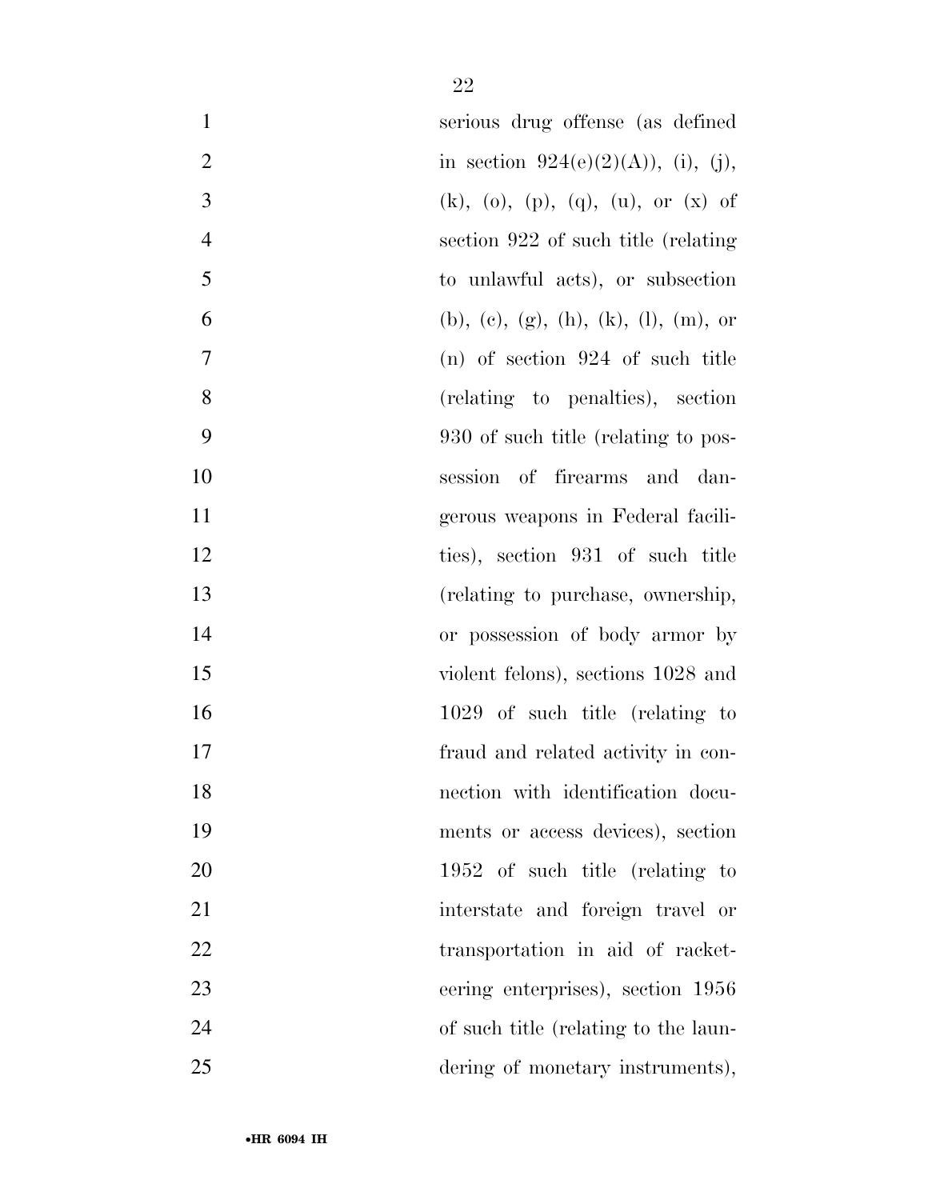serious drug offense (as defined in section 924(e)(2)(A)), (i), (j), (k), (o), (p), (q), (u), or (x) of section 922 of such title (relating to unlawful acts), or subsection (b), (c), (g), (h), (k), (l), (m), or (n) of section 924 of such title (relating to penalties), section 930 of such title (relating to possession of firearms and dangerous weapons in Federal facilities), section 931 of such title (relating to purchase, ownership, or possession of body armor by violent felons), sections 1028 and 1029 of such title (relating to fraud and related activity in connection with identification documents or access devices), section 1952 of such title (relating to interstate and foreign travel or transportation in aid of racketeering enterprises), section 1956 of such title (relating to the laundering of monetary instruments),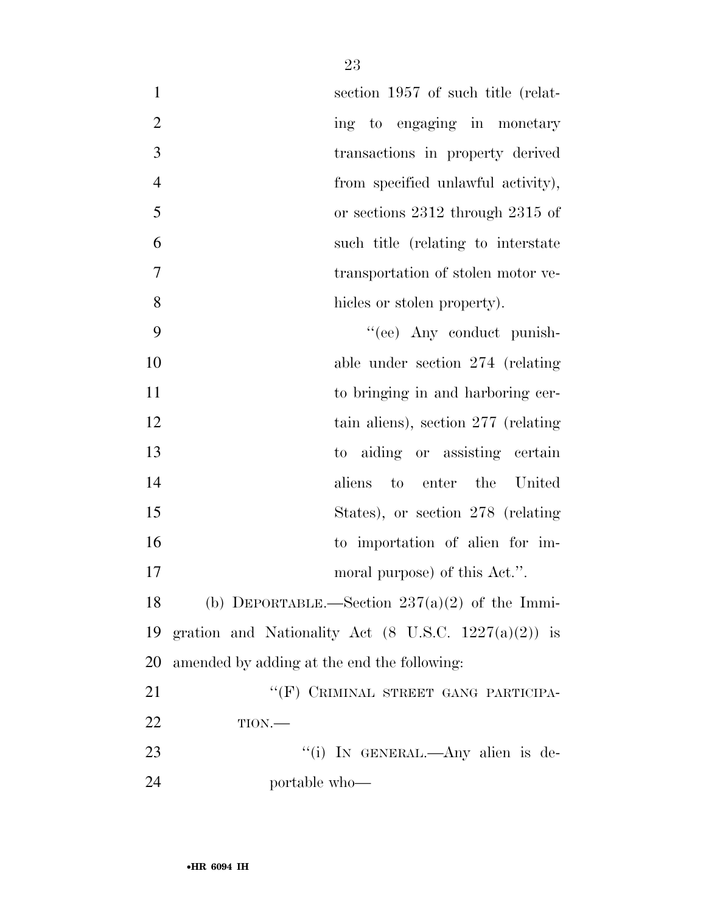section 1957 of such title (relating to engaging in monetary transactions in property derived from specified unlawful activity), or sections 2312 through 2315 of such title (relating to interstate transportation of stolen motor vehicles or stolen property).

"(ee) Any conduct punishable under section 274 (relating to bringing in and harboring certain aliens), section 277 (relating to aiding or assisting certain aliens to enter the United States), or section 278 (relating to importation of alien for immoral purpose) of this Act.".

(b) DEPORTABLE.—Section 237(a)(2) of the Immigration and Nationality Act (8 U.S.C. 1227(a)(2)) is amended by adding at the end the following:

"(F) CRIMINAL STREET GANG PARTICIPATION.—

"(i) IN GENERAL.—Any alien is deportable who—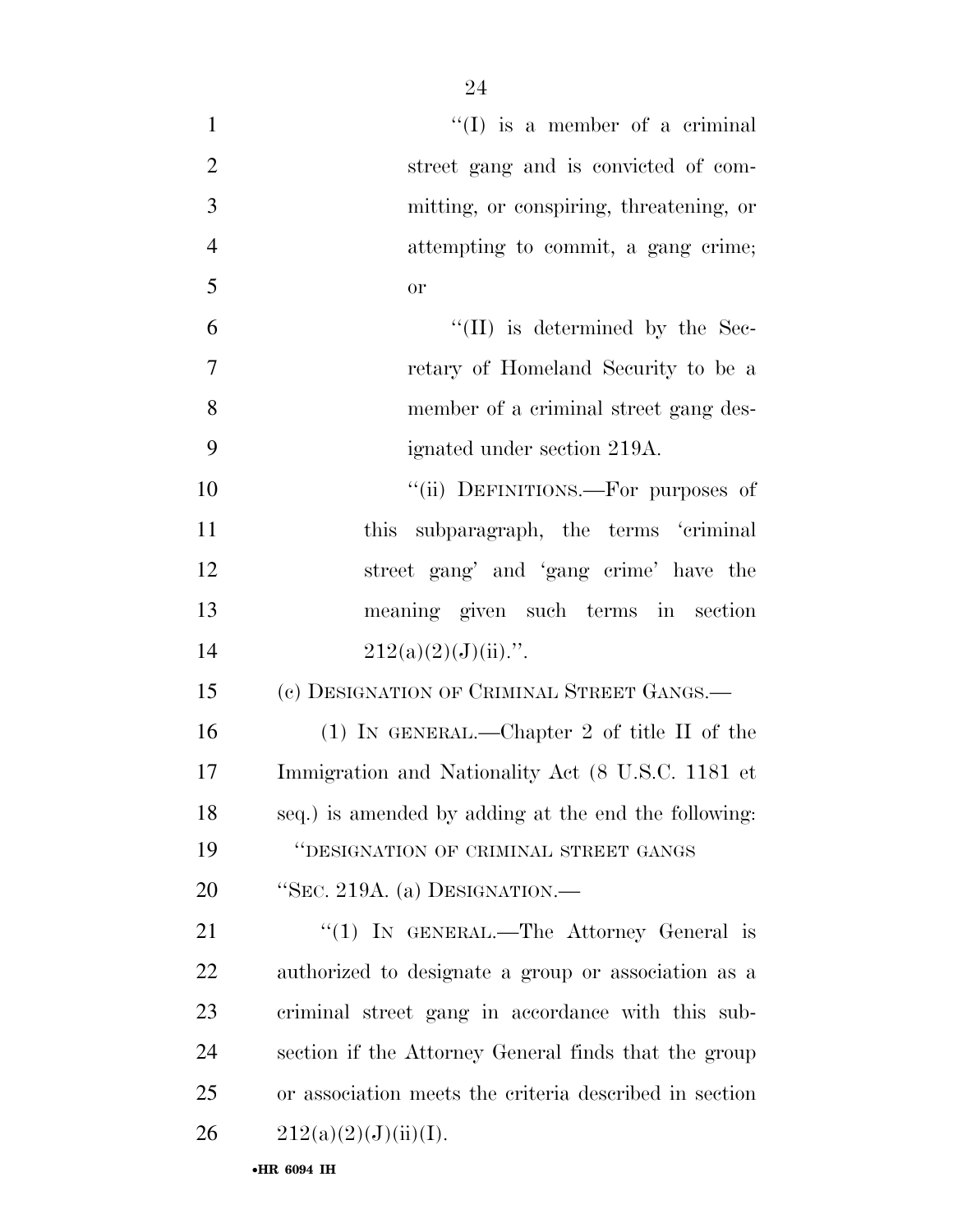"(I) is a member of a criminal street gang and is convicted of committing, or conspiring, threatening, or attempting to commit, a gang crime; or

"(II) is determined by the Secretary of Homeland Security to be a member of a criminal street gang designated under section 219A.

"(ii) DEFINITIONS.—For purposes of this subparagraph, the terms 'criminal street gang' and 'gang crime' have the meaning given such terms in section 212(a)(2)(J)(ii).".

(c) DESIGNATION OF CRIMINAL STREET GANGS.—

(1) IN GENERAL.—Chapter 2 of title II of the Immigration and Nationality Act (8 U.S.C. 1181 et seq.) is amended by adding at the end the following:

"DESIGNATION OF CRIMINAL STREET GANGS

"SEC. 219A. (a) DESIGNATION.—

"(1) IN GENERAL.—The Attorney General is authorized to designate a group or association as a criminal street gang in accordance with this subsection if the Attorney General finds that the group or association meets the criteria described in section 212(a)(2)(J)(ii)(I).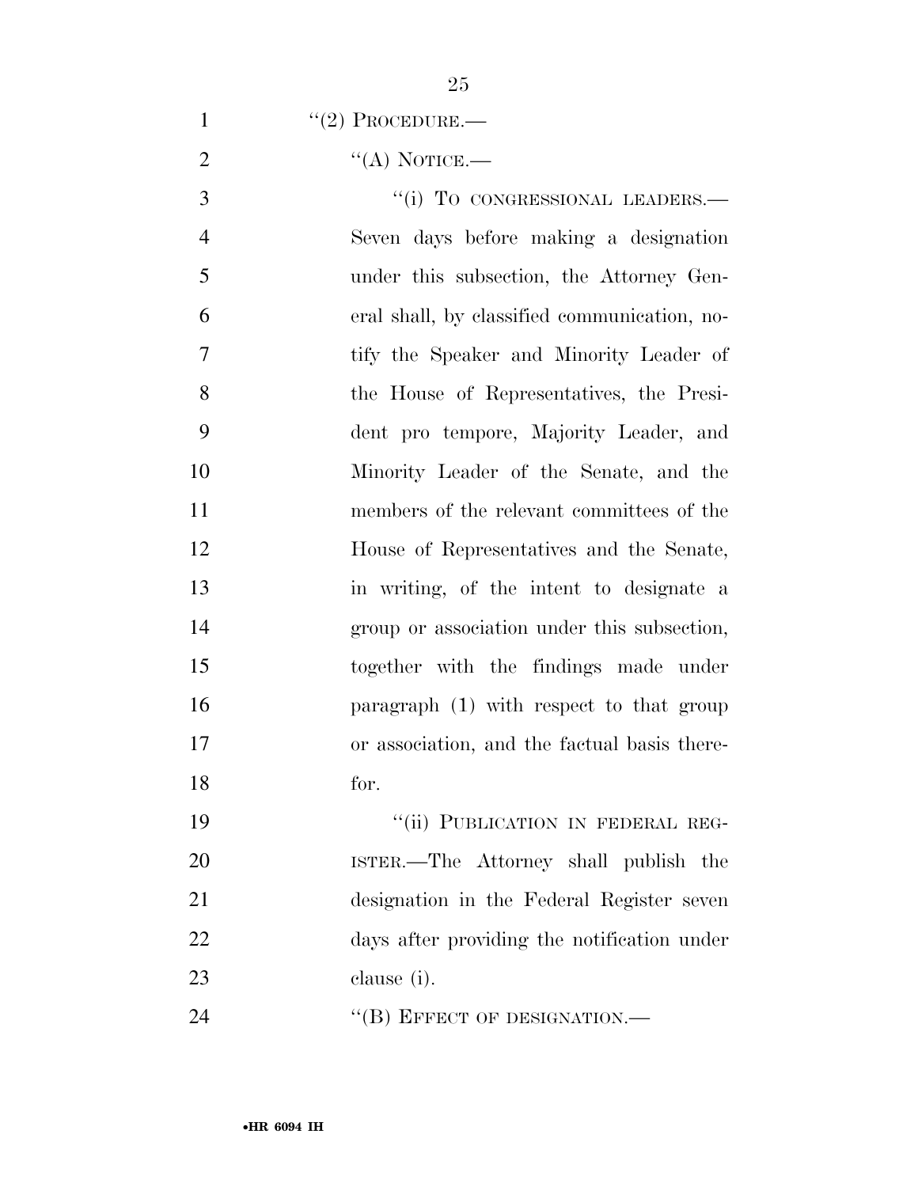"(2) PROCEDURE.—

"(A) NOTICE.—

"(i) TO CONGRESSIONAL LEADERS.— Seven days before making a designation under this subsection, the Attorney General shall, by classified communication, notify the Speaker and Minority Leader of the House of Representatives, the President pro tempore, Majority Leader, and Minority Leader of the Senate, and the members of the relevant committees of the House of Representatives and the Senate, in writing, of the intent to designate a group or association under this subsection, together with the findings made under paragraph (1) with respect to that group or association, and the factual basis therefor.

"(ii) PUBLICATION IN FEDERAL REGISTER.—The Attorney shall publish the designation in the Federal Register seven days after providing the notification under clause (i).

"(B) EFFECT OF DESIGNATION.—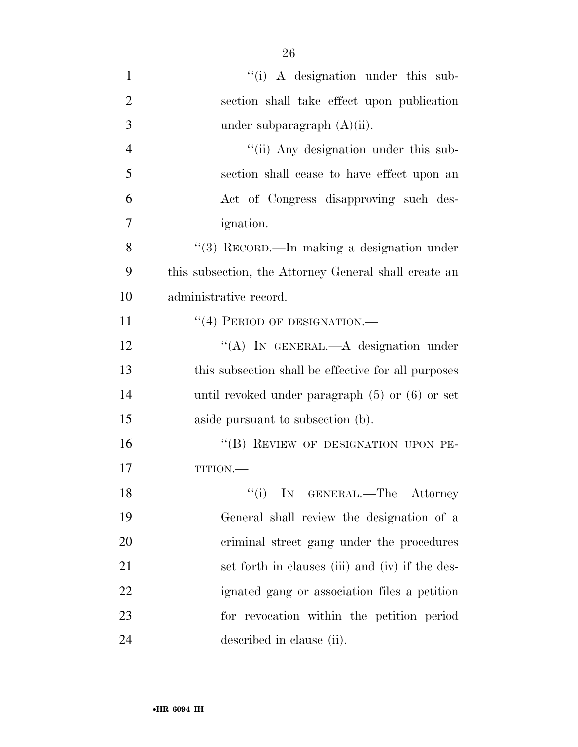"(i) A designation under this subsection shall take effect upon publication under subparagraph (A)(ii).

"(ii) Any designation under this subsection shall cease to have effect upon an Act of Congress disapproving such designation.

"(3) RECORD.—In making a designation under this subsection, the Attorney General shall create an administrative record.

"(4) PERIOD OF DESIGNATION.—

"(A) IN GENERAL.—A designation under this subsection shall be effective for all purposes until revoked under paragraph (5) or (6) or set aside pursuant to subsection (b).

"(B) REVIEW OF DESIGNATION UPON PETITION.—

"(i) IN GENERAL.—The Attorney General shall review the designation of a criminal street gang under the procedures set forth in clauses (iii) and (iv) if the designated gang or association files a petition for revocation within the petition period described in clause (ii).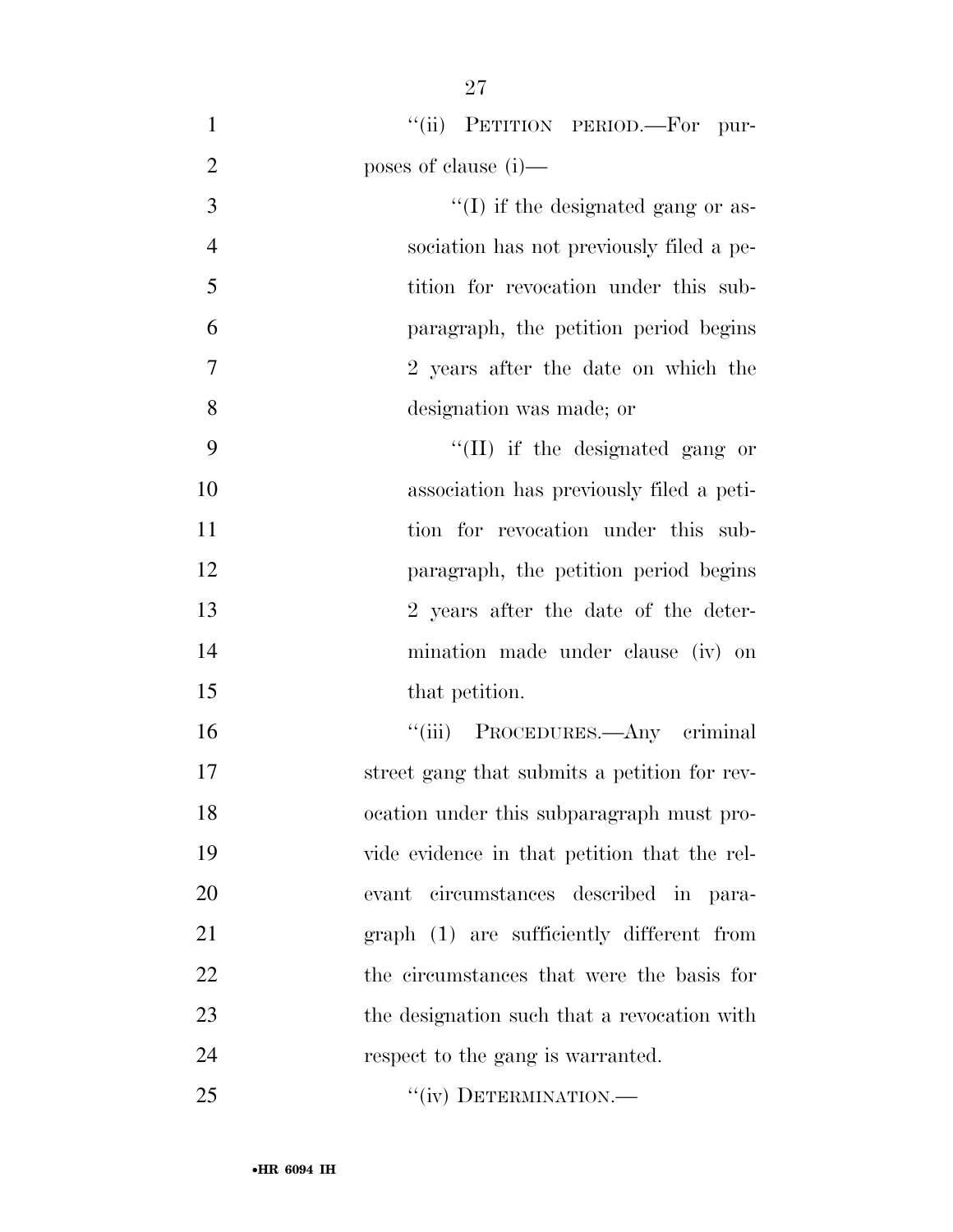''(ii) PETITION PERIOD.—For purposes of clause (i)—

''(I) if the designated gang or association has not previously filed a petition for revocation under this subparagraph, the petition period begins 2 years after the date on which the designation was made; or

''(II) if the designated gang or association has previously filed a petition for revocation under this subparagraph, the petition period begins 2 years after the date of the determination made under clause (iv) on that petition.

''(iii) PROCEDURES.—Any criminal street gang that submits a petition for revocation under this subparagraph must provide evidence in that petition that the relevant circumstances described in paragraph (1) are sufficiently different from the circumstances that were the basis for the designation such that a revocation with respect to the gang is warranted.

''(iv) DETERMINATION.—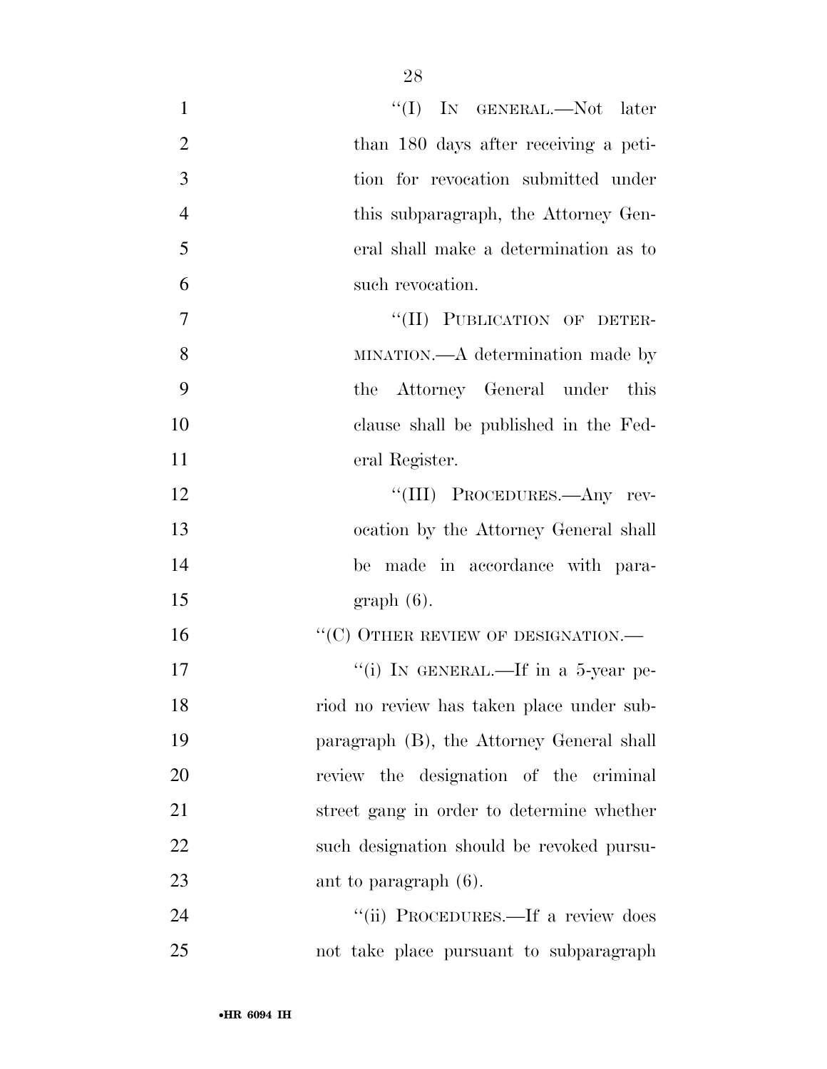"(I) IN GENERAL.—Not later than 180 days after receiving a petition for revocation submitted under this subparagraph, the Attorney General shall make a determination as to such revocation.

"(II) PUBLICATION OF DETERMINATION.—A determination made by the Attorney General under this clause shall be published in the Federal Register.

"(III) PROCEDURES.—Any revocation by the Attorney General shall be made in accordance with paragraph (6).

"(C) OTHER REVIEW OF DESIGNATION.—

"(i) IN GENERAL.—If in a 5-year period no review has taken place under subparagraph (B), the Attorney General shall review the designation of the criminal street gang in order to determine whether such designation should be revoked pursuant to paragraph (6).

"(ii) PROCEDURES.—If a review does not take place pursuant to subparagraph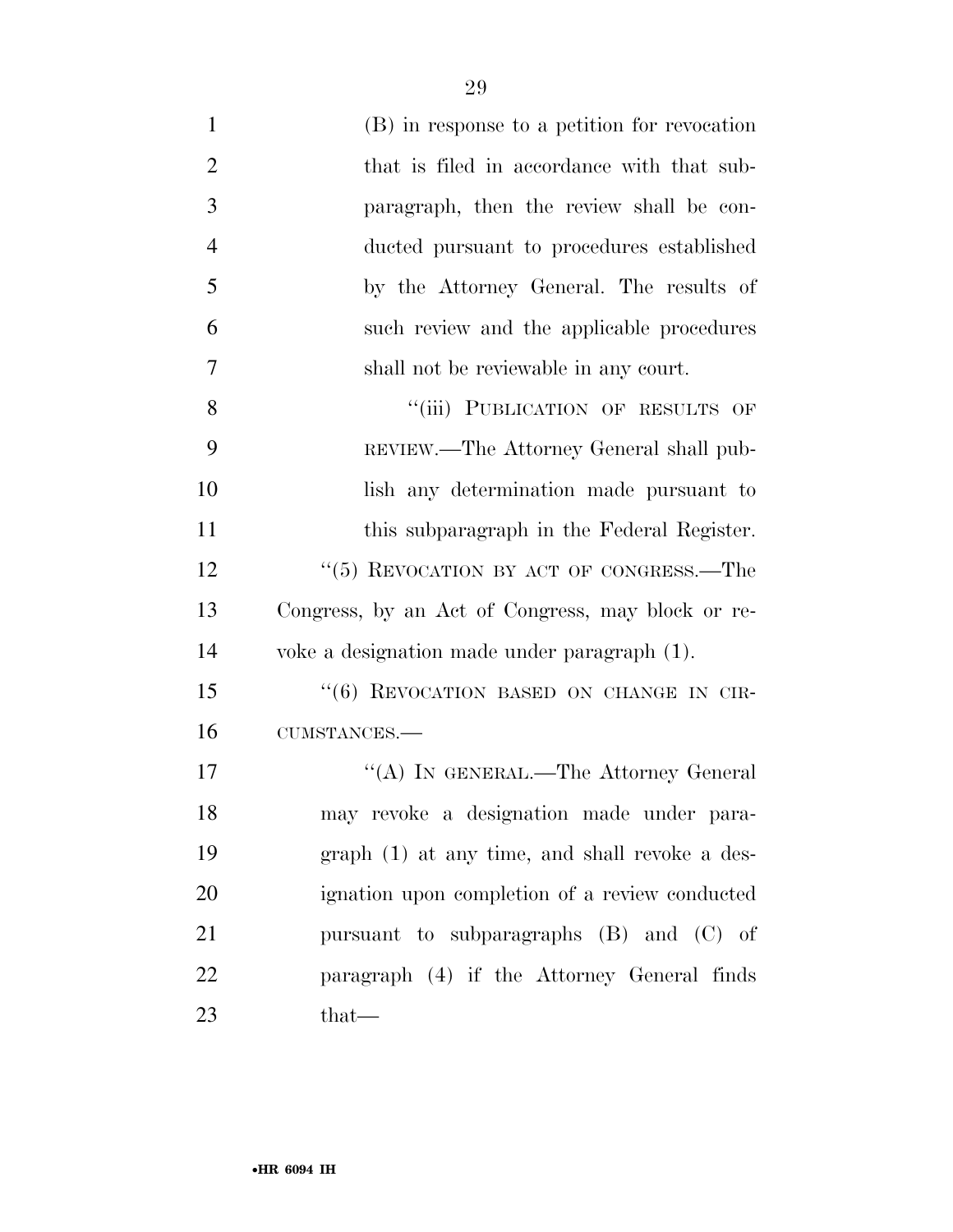(B) in response to a petition for revocation that is filed in accordance with that subparagraph, then the review shall be conducted pursuant to procedures established by the Attorney General. The results of such review and the applicable procedures shall not be reviewable in any court.

"(iii) PUBLICATION OF RESULTS OF REVIEW.—The Attorney General shall publish any determination made pursuant to this subparagraph in the Federal Register.

"(5) REVOCATION BY ACT OF CONGRESS.—The Congress, by an Act of Congress, may block or revoke a designation made under paragraph (1).

"(6) REVOCATION BASED ON CHANGE IN CIRCUMSTANCES.—

"(A) IN GENERAL.—The Attorney General may revoke a designation made under paragraph (1) at any time, and shall revoke a designation upon completion of a review conducted pursuant to subparagraphs (B) and (C) of paragraph (4) if the Attorney General finds that—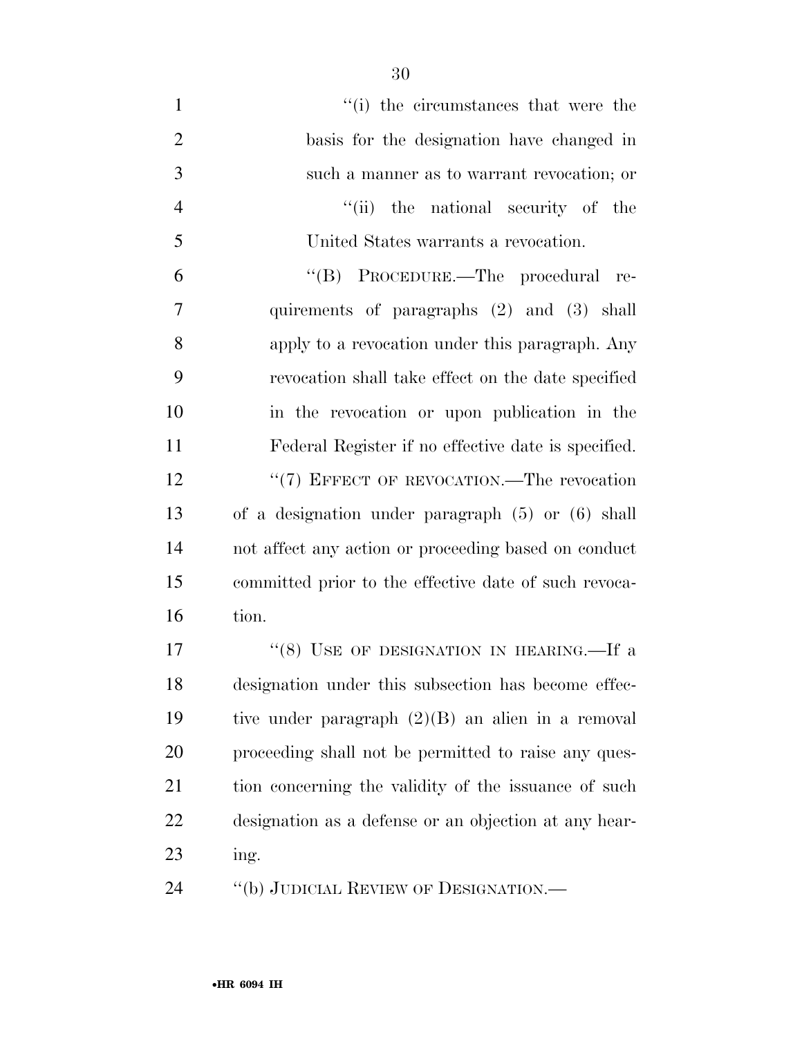''(i) the circumstances that were the basis for the designation have changed in such a manner as to warrant revocation; or

''(ii) the national security of the United States warrants a revocation.

''(B) PROCEDURE.—The procedural requirements of paragraphs (2) and (3) shall apply to a revocation under this paragraph. Any revocation shall take effect on the date specified in the revocation or upon publication in the Federal Register if no effective date is specified.

''(7) EFFECT OF REVOCATION.—The revocation of a designation under paragraph (5) or (6) shall not affect any action or proceeding based on conduct committed prior to the effective date of such revocation.

''(8) USE OF DESIGNATION IN HEARING.—If a designation under this subsection has become effective under paragraph (2)(B) an alien in a removal proceeding shall not be permitted to raise any question concerning the validity of the issuance of such designation as a defense or an objection at any hearing.

''(b) JUDICIAL REVIEW OF DESIGNATION.—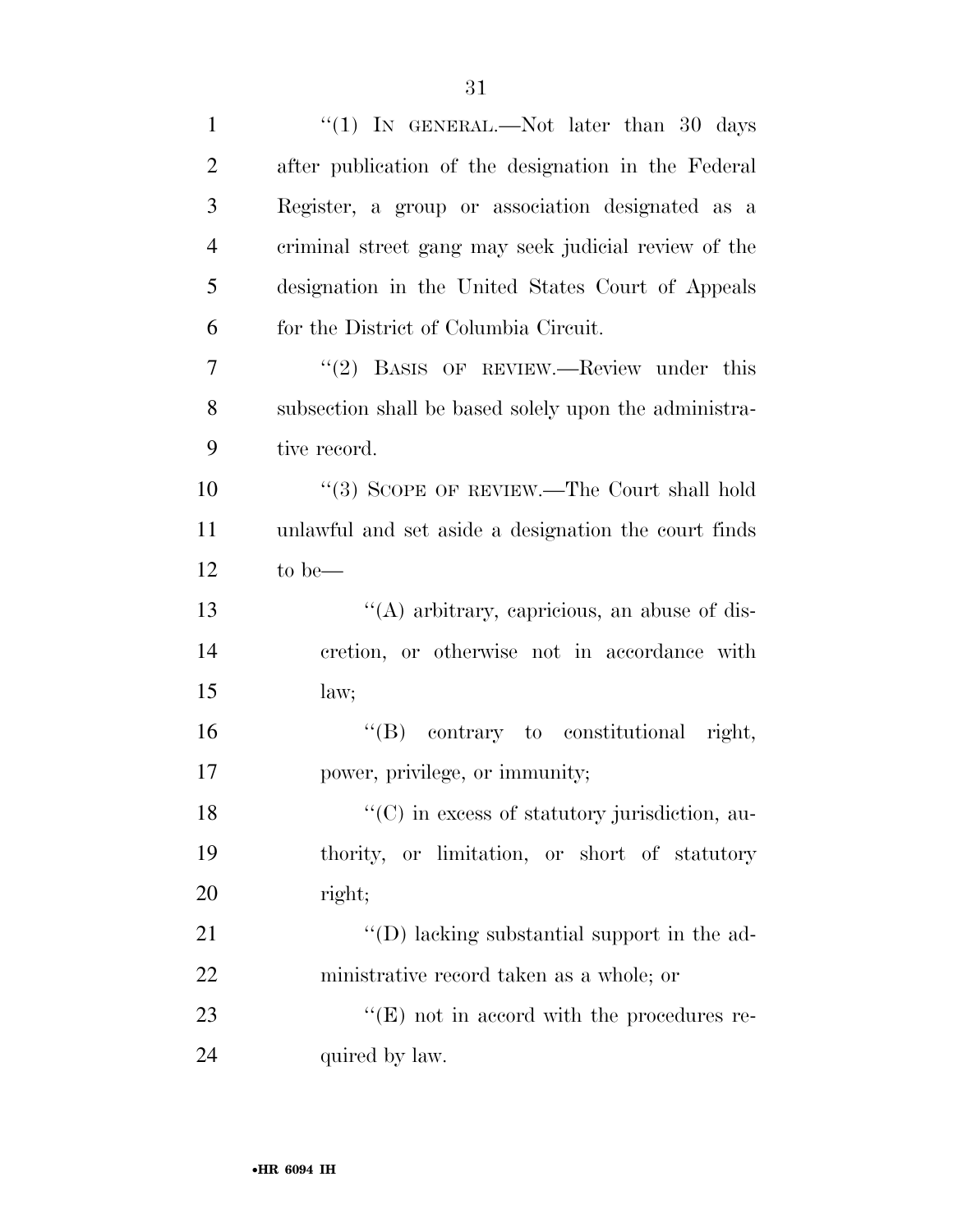"(1) IN GENERAL.—Not later than 30 days after publication of the designation in the Federal Register, a group or association designated as a criminal street gang may seek judicial review of the designation in the United States Court of Appeals for the District of Columbia Circuit.

"(2) BASIS OF REVIEW.—Review under this subsection shall be based solely upon the administrative record.

"(3) SCOPE OF REVIEW.—The Court shall hold unlawful and set aside a designation the court finds to be—

"(A) arbitrary, capricious, an abuse of discretion, or otherwise not in accordance with law;

"(B) contrary to constitutional right, power, privilege, or immunity;

"(C) in excess of statutory jurisdiction, authority, or limitation, or short of statutory right;

"(D) lacking substantial support in the administrative record taken as a whole; or

"(E) not in accord with the procedures required by law.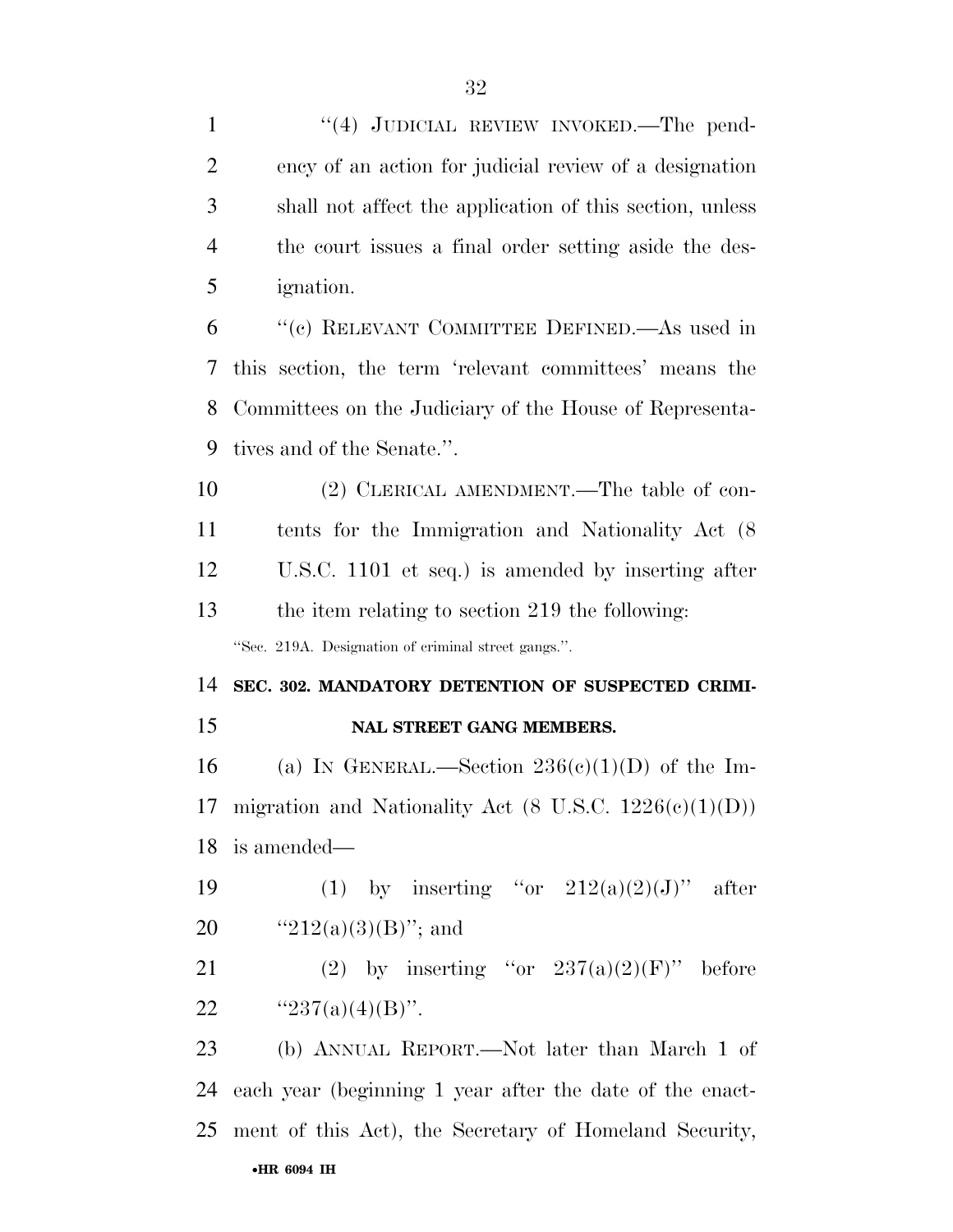"(4) JUDICIAL REVIEW INVOKED.—The pendency of an action for judicial review of a designation shall not affect the application of this section, unless the court issues a final order setting aside the designation.

"(c) RELEVANT COMMITTEE DEFINED.—As used in this section, the term 'relevant committees' means the Committees on the Judiciary of the House of Representatives and of the Senate.".

(2) CLERICAL AMENDMENT.—The table of contents for the Immigration and Nationality Act (8 U.S.C. 1101 et seq.) is amended by inserting after the item relating to section 219 the following:

"Sec. 219A. Designation of criminal street gangs.".

**SEC. 302. MANDATORY DETENTION OF SUSPECTED CRIMINAL STREET GANG MEMBERS.**

(a) IN GENERAL.—Section 236(c)(1)(D) of the Immigration and Nationality Act (8 U.S.C. 1226(c)(1)(D)) is amended—

(1) by inserting "or 212(a)(2)(J)" after "212(a)(3)(B)"; and

(2) by inserting "or 237(a)(2)(F)" before "237(a)(4)(B)".

(b) ANNUAL REPORT.—Not later than March 1 of each year (beginning 1 year after the date of the enactment of this Act), the Secretary of Homeland Security,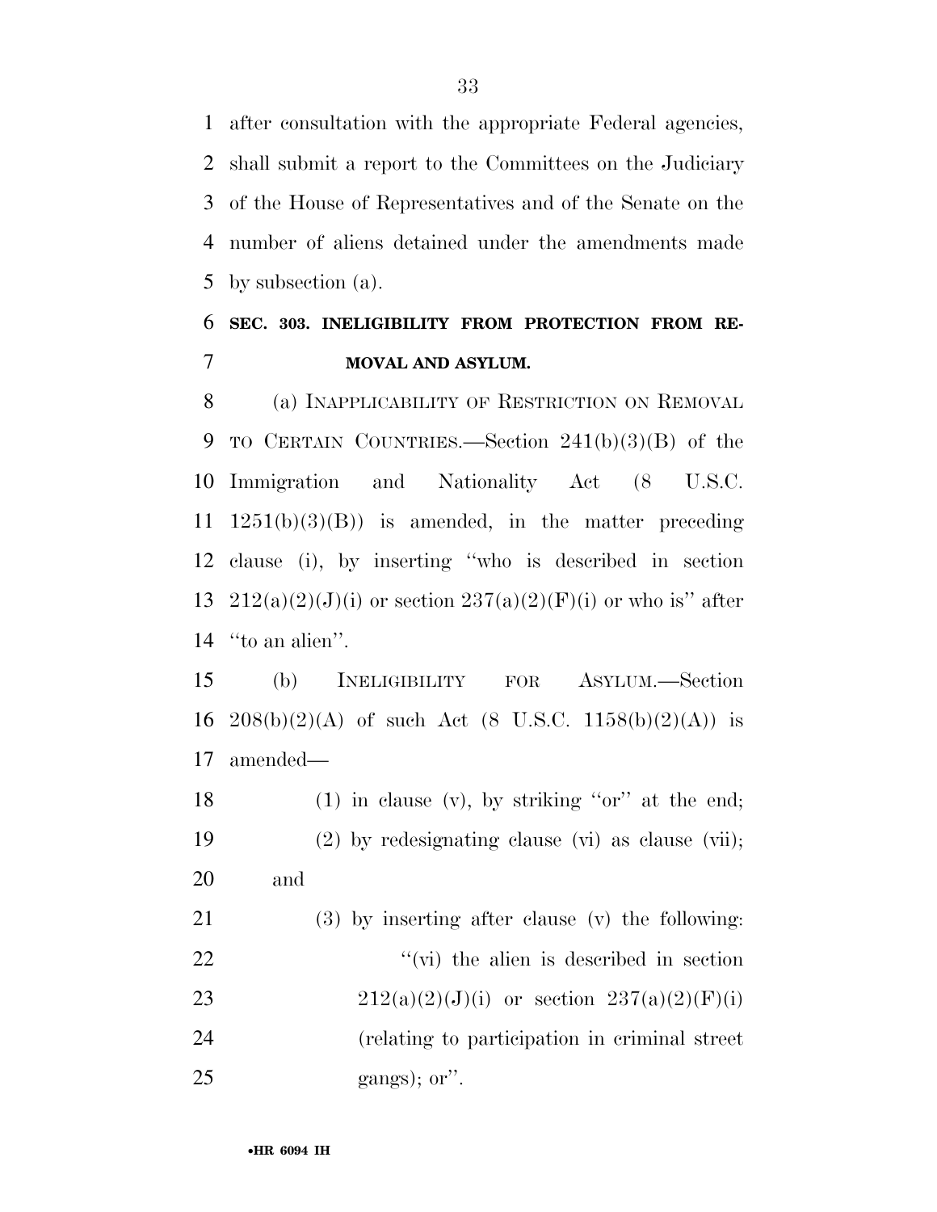after consultation with the appropriate Federal agencies, shall submit a report to the Committees on the Judiciary of the House of Representatives and of the Senate on the number of aliens detained under the amendments made by subsection (a).

### SEC. 303. INELIGIBILITY FROM PROTECTION FROM REMOVAL AND ASYLUM.

(a) INAPPLICABILITY OF RESTRICTION ON REMOVAL TO CERTAIN COUNTRIES.—Section 241(b)(3)(B) of the Immigration and Nationality Act (8 U.S.C. 1251(b)(3)(B)) is amended, in the matter preceding clause (i), by inserting ''who is described in section 212(a)(2)(J)(i) or section 237(a)(2)(F)(i) or who is'' after ''to an alien''.

(b) INELIGIBILITY FOR ASYLUM.—Section 208(b)(2)(A) of such Act (8 U.S.C. 1158(b)(2)(A)) is amended—

(1) in clause (v), by striking ''or'' at the end;

(2) by redesignating clause (vi) as clause (vii); and

(3) by inserting after clause (v) the following:

''(vi) the alien is described in section 212(a)(2)(J)(i) or section 237(a)(2)(F)(i) (relating to participation in criminal street gangs); or''.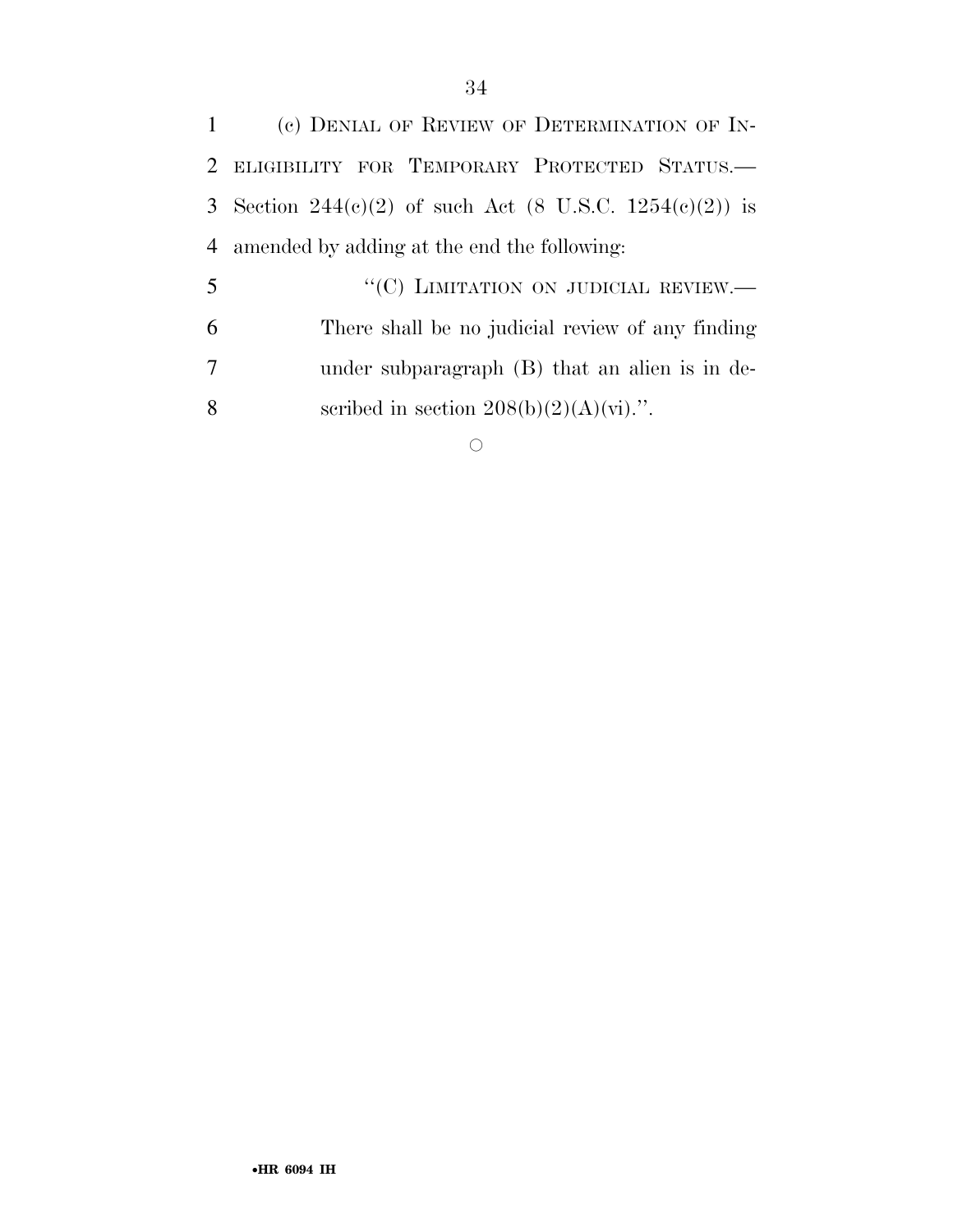(c) DENIAL OF REVIEW OF DETERMINATION OF INELIGIBILITY FOR TEMPORARY PROTECTED STATUS.—Section 244(c)(2) of such Act (8 U.S.C. 1254(c)(2)) is amended by adding at the end the following:

"(C) LIMITATION ON JUDICIAL REVIEW.—There shall be no judicial review of any finding under subparagraph (B) that an alien is in described in section 208(b)(2)(A)(vi).".

○